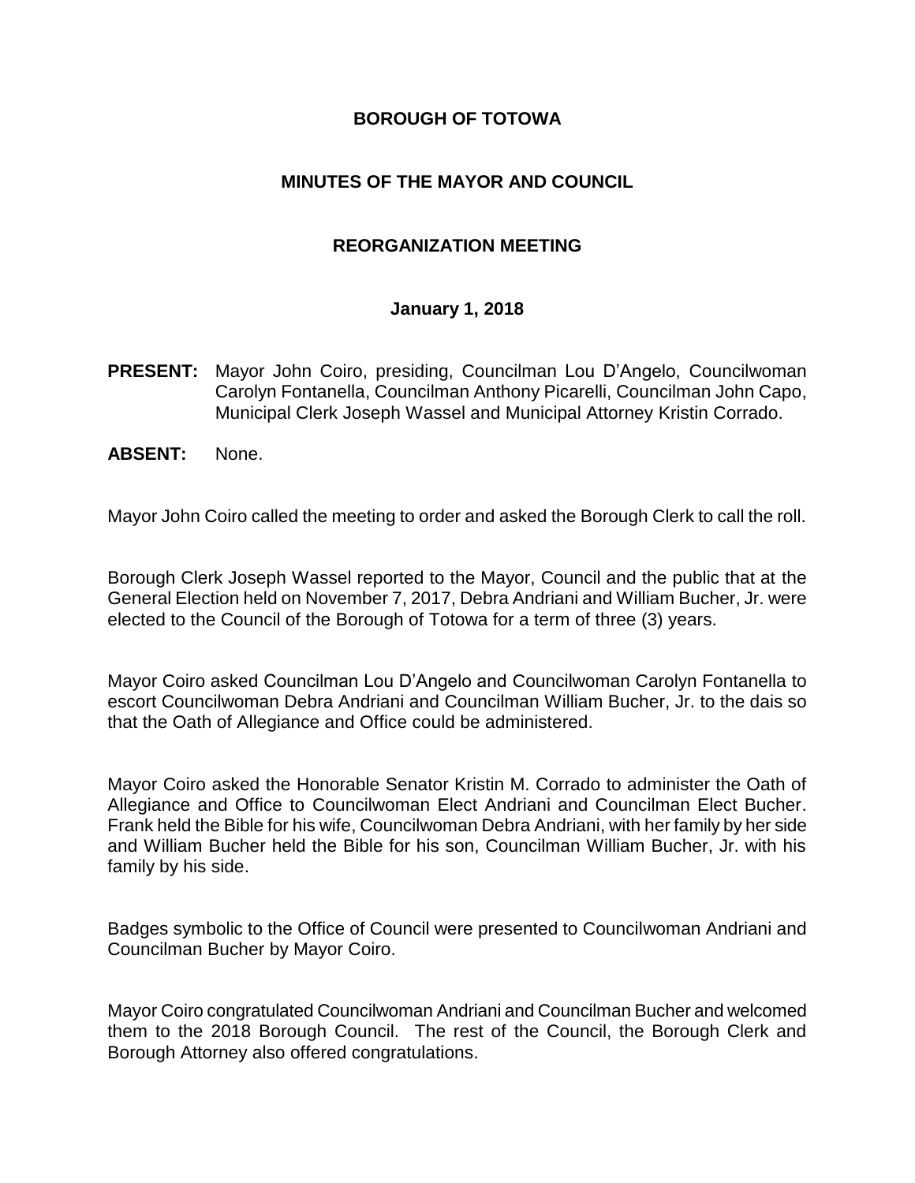# BOROUGH OF TOTOWA

## MINUTES OF THE MAYOR AND COUNCIL

## REORGANIZATION MEETING

### January 1, 2018

**PRESENT:** Mayor John Coiro, presiding, Councilman Lou D'Angelo, Councilwoman Carolyn Fontanella, Councilman Anthony Picarelli, Councilman John Capo, Municipal Clerk Joseph Wassel and Municipal Attorney Kristin Corrado.

**ABSENT:** None.

Mayor John Coiro called the meeting to order and asked the Borough Clerk to call the roll.

Borough Clerk Joseph Wassel reported to the Mayor, Council and the public that at the General Election held on November 7, 2017, Debra Andriani and William Bucher, Jr. were elected to the Council of the Borough of Totowa for a term of three (3) years.

Mayor Coiro asked Councilman Lou D'Angelo and Councilwoman Carolyn Fontanella to escort Councilwoman Debra Andriani and Councilman William Bucher, Jr. to the dais so that the Oath of Allegiance and Office could be administered.

Mayor Coiro asked the Honorable Senator Kristin M. Corrado to administer the Oath of Allegiance and Office to Councilwoman Elect Andriani and Councilman Elect Bucher. Frank held the Bible for his wife, Councilwoman Debra Andriani, with her family by her side and William Bucher held the Bible for his son, Councilman William Bucher, Jr. with his family by his side.

Badges symbolic to the Office of Council were presented to Councilwoman Andriani and Councilman Bucher by Mayor Coiro.

Mayor Coiro congratulated Councilwoman Andriani and Councilman Bucher and welcomed them to the 2018 Borough Council. The rest of the Council, the Borough Clerk and Borough Attorney also offered congratulations.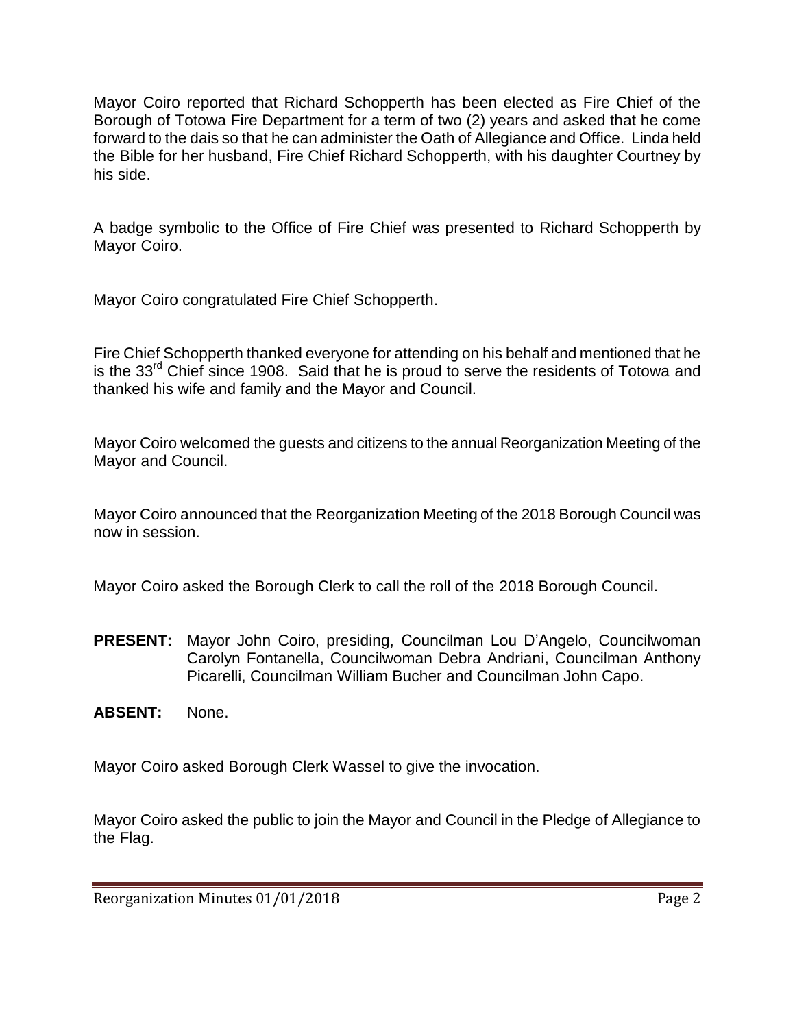Mayor Coiro reported that Richard Schopperth has been elected as Fire Chief of the Borough of Totowa Fire Department for a term of two (2) years and asked that he come forward to the dais so that he can administer the Oath of Allegiance and Office. Linda held the Bible for her husband, Fire Chief Richard Schopperth, with his daughter Courtney by his side.

A badge symbolic to the Office of Fire Chief was presented to Richard Schopperth by Mayor Coiro.

Mayor Coiro congratulated Fire Chief Schopperth.

Fire Chief Schopperth thanked everyone for attending on his behalf and mentioned that he is the 33rd Chief since 1908. Said that he is proud to serve the residents of Totowa and thanked his wife and family and the Mayor and Council.

Mayor Coiro welcomed the guests and citizens to the annual Reorganization Meeting of the Mayor and Council.

Mayor Coiro announced that the Reorganization Meeting of the 2018 Borough Council was now in session.

Mayor Coiro asked the Borough Clerk to call the roll of the 2018 Borough Council.

**PRESENT:** Mayor John Coiro, presiding, Councilman Lou D'Angelo, Councilwoman Carolyn Fontanella, Councilwoman Debra Andriani, Councilman Anthony Picarelli, Councilman William Bucher and Councilman John Capo.

**ABSENT:** None.

Mayor Coiro asked Borough Clerk Wassel to give the invocation.

Mayor Coiro asked the public to join the Mayor and Council in the Pledge of Allegiance to the Flag.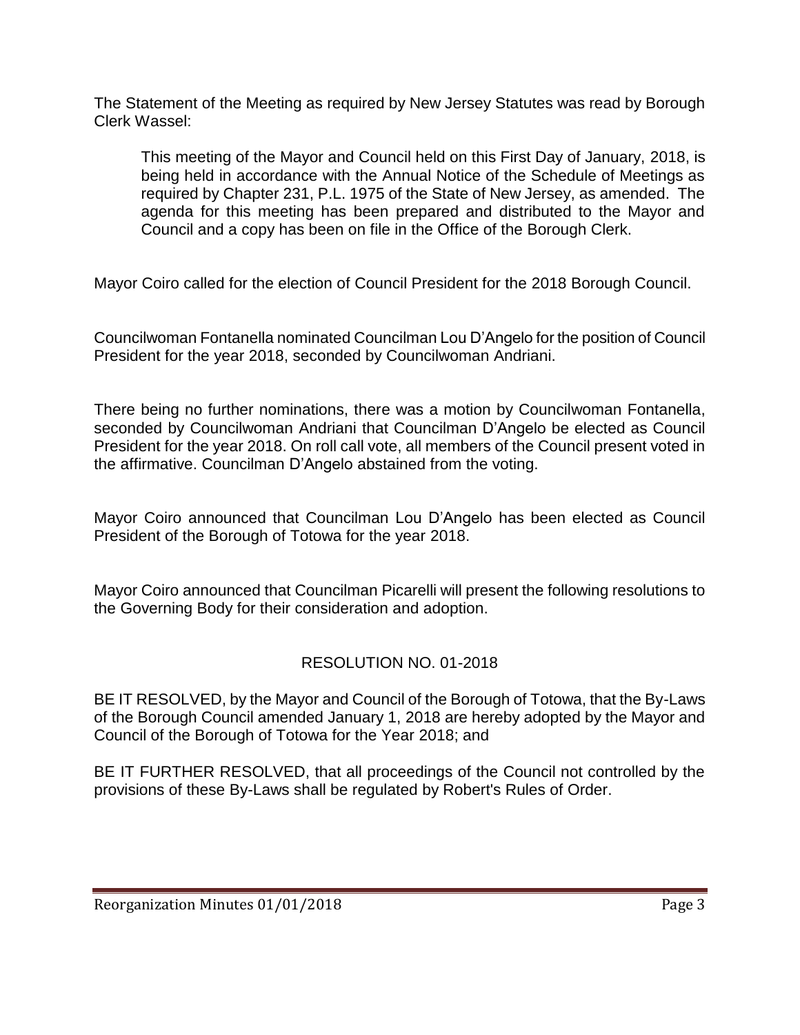The Statement of the Meeting as required by New Jersey Statutes was read by Borough Clerk Wassel:

> This meeting of the Mayor and Council held on this First Day of January, 2018, is being held in accordance with the Annual Notice of the Schedule of Meetings as required by Chapter 231, P.L. 1975 of the State of New Jersey, as amended. The agenda for this meeting has been prepared and distributed to the Mayor and Council and a copy has been on file in the Office of the Borough Clerk.

Mayor Coiro called for the election of Council President for the 2018 Borough Council.

Councilwoman Fontanella nominated Councilman Lou D'Angelo for the position of Council President for the year 2018, seconded by Councilwoman Andriani.

There being no further nominations, there was a motion by Councilwoman Fontanella, seconded by Councilwoman Andriani that Councilman D'Angelo be elected as Council President for the year 2018. On roll call vote, all members of the Council present voted in the affirmative. Councilman D'Angelo abstained from the voting.

Mayor Coiro announced that Councilman Lou D'Angelo has been elected as Council President of the Borough of Totowa for the year 2018.

Mayor Coiro announced that Councilman Picarelli will present the following resolutions to the Governing Body for their consideration and adoption.

## RESOLUTION NO. 01-2018

BE IT RESOLVED, by the Mayor and Council of the Borough of Totowa, that the By-Laws of the Borough Council amended January 1, 2018 are hereby adopted by the Mayor and Council of the Borough of Totowa for the Year 2018; and

BE IT FURTHER RESOLVED, that all proceedings of the Council not controlled by the provisions of these By-Laws shall be regulated by Robert's Rules of Order.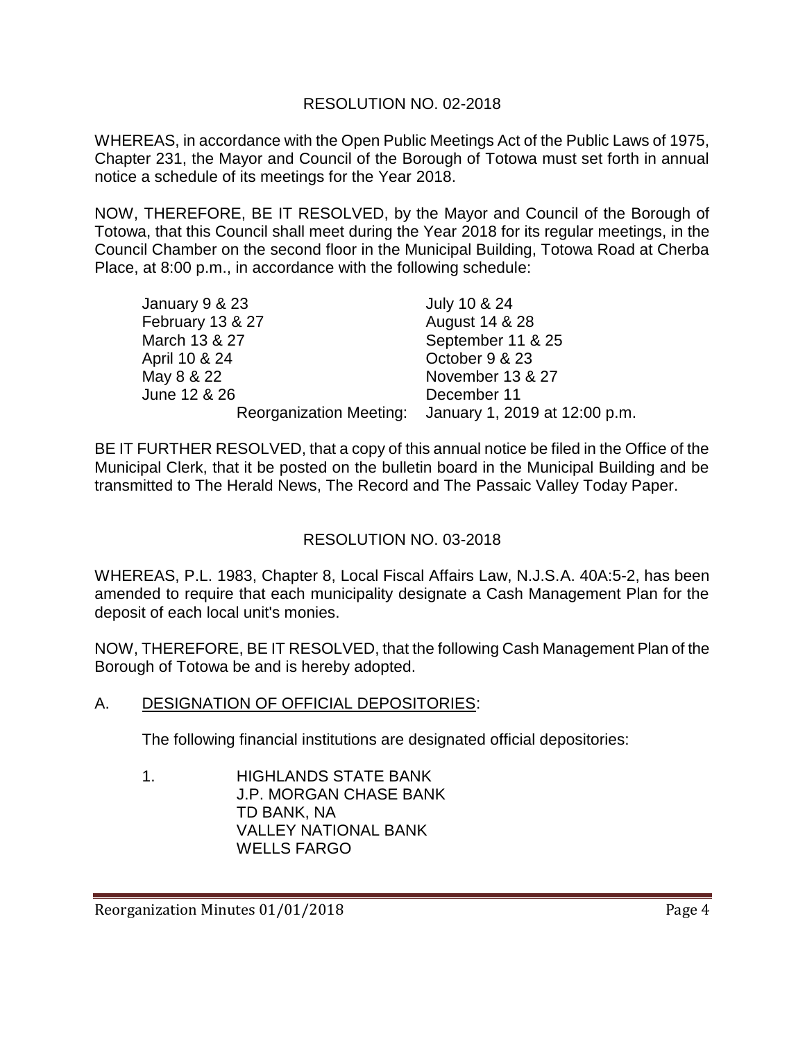## RESOLUTION NO. 02-2018

WHEREAS, in accordance with the Open Public Meetings Act of the Public Laws of 1975, Chapter 231, the Mayor and Council of the Borough of Totowa must set forth in annual notice a schedule of its meetings for the Year 2018.

NOW, THEREFORE, BE IT RESOLVED, by the Mayor and Council of the Borough of Totowa, that this Council shall meet during the Year 2018 for its regular meetings, in the Council Chamber on the second floor in the Municipal Building, Totowa Road at Cherba Place, at 8:00 p.m., in accordance with the following schedule:

| | |
|---|---|
| January 9 & 23 | July 10 & 24 |
| February 13 & 27 | August 14 & 28 |
| March 13 & 27 | September 11 & 25 |
| April 10 & 24 | October 9 & 23 |
| May 8 & 22 | November 13 & 27 |
| June 12 & 26 | December 11 |
| Reorganization Meeting: | January 1, 2019 at 12:00 p.m. |

BE IT FURTHER RESOLVED, that a copy of this annual notice be filed in the Office of the Municipal Clerk, that it be posted on the bulletin board in the Municipal Building and be transmitted to The Herald News, The Record and The Passaic Valley Today Paper.

## RESOLUTION NO. 03-2018

WHEREAS, P.L. 1983, Chapter 8, Local Fiscal Affairs Law, N.J.S.A. 40A:5-2, has been amended to require that each municipality designate a Cash Management Plan for the deposit of each local unit's monies.

NOW, THEREFORE, BE IT RESOLVED, that the following Cash Management Plan of the Borough of Totowa be and is hereby adopted.

A. DESIGNATION OF OFFICIAL DEPOSITORIES:

The following financial institutions are designated official depositories:

1. HIGHLANDS STATE BANK
   J.P. MORGAN CHASE BANK
   TD BANK, NA
   VALLEY NATIONAL BANK
   WELLS FARGO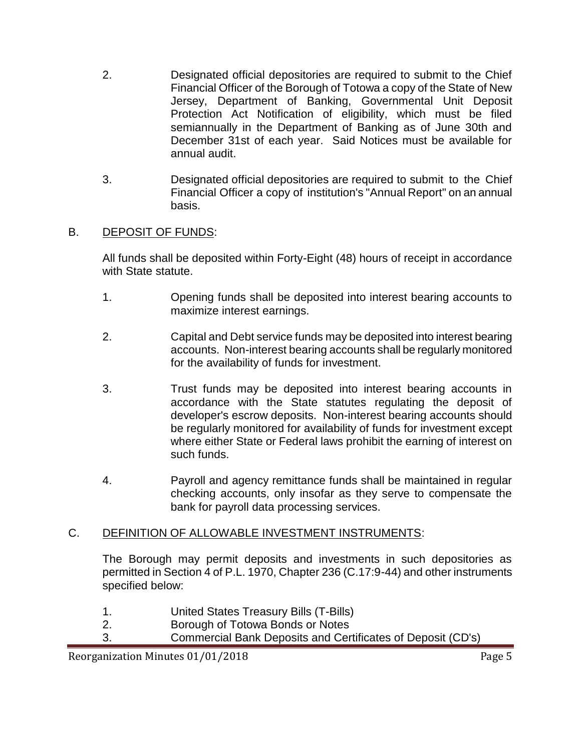2. Designated official depositories are required to submit to the Chief Financial Officer of the Borough of Totowa a copy of the State of New Jersey, Department of Banking, Governmental Unit Deposit Protection Act Notification of eligibility, which must be filed semiannually in the Department of Banking as of June 30th and December 31st of each year. Said Notices must be available for annual audit.

3. Designated official depositories are required to submit to the Chief Financial Officer a copy of institution's "Annual Report" on an annual basis.

B. <u>DEPOSIT OF FUNDS</u>:

All funds shall be deposited within Forty-Eight (48) hours of receipt in accordance with State statute.

1. Opening funds shall be deposited into interest bearing accounts to maximize interest earnings.

2. Capital and Debt service funds may be deposited into interest bearing accounts. Non-interest bearing accounts shall be regularly monitored for the availability of funds for investment.

3. Trust funds may be deposited into interest bearing accounts in accordance with the State statutes regulating the deposit of developer's escrow deposits. Non-interest bearing accounts should be regularly monitored for availability of funds for investment except where either State or Federal laws prohibit the earning of interest on such funds.

4. Payroll and agency remittance funds shall be maintained in regular checking accounts, only insofar as they serve to compensate the bank for payroll data processing services.

C. <u>DEFINITION OF ALLOWABLE INVESTMENT INSTRUMENTS</u>:

The Borough may permit deposits and investments in such depositories as permitted in Section 4 of P.L. 1970, Chapter 236 (C.17:9-44) and other instruments specified below:

1. United States Treasury Bills (T-Bills)
2. Borough of Totowa Bonds or Notes
3. Commercial Bank Deposits and Certificates of Deposit (CD's)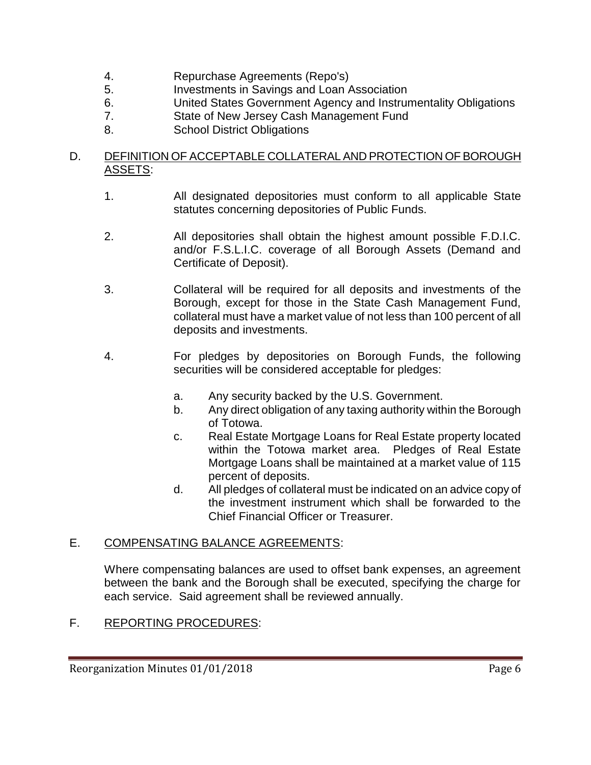4. Repurchase Agreements (Repo's)
5. Investments in Savings and Loan Association
6. United States Government Agency and Instrumentality Obligations
7. State of New Jersey Cash Management Fund
8. School District Obligations

D. <u>DEFINITION OF ACCEPTABLE COLLATERAL AND PROTECTION OF BOROUGH ASSETS</u>:

1. All designated depositories must conform to all applicable State statutes concerning depositories of Public Funds.

2. All depositories shall obtain the highest amount possible F.D.I.C. and/or F.S.L.I.C. coverage of all Borough Assets (Demand and Certificate of Deposit).

3. Collateral will be required for all deposits and investments of the Borough, except for those in the State Cash Management Fund, collateral must have a market value of not less than 100 percent of all deposits and investments.

4. For pledges by depositories on Borough Funds, the following securities will be considered acceptable for pledges:

   a. Any security backed by the U.S. Government.
   b. Any direct obligation of any taxing authority within the Borough of Totowa.
   c. Real Estate Mortgage Loans for Real Estate property located within the Totowa market area. Pledges of Real Estate Mortgage Loans shall be maintained at a market value of 115 percent of deposits.
   d. All pledges of collateral must be indicated on an advice copy of the investment instrument which shall be forwarded to the Chief Financial Officer or Treasurer.

E. <u>COMPENSATING BALANCE AGREEMENTS</u>:

Where compensating balances are used to offset bank expenses, an agreement between the bank and the Borough shall be executed, specifying the charge for each service. Said agreement shall be reviewed annually.

F. <u>REPORTING PROCEDURES</u>: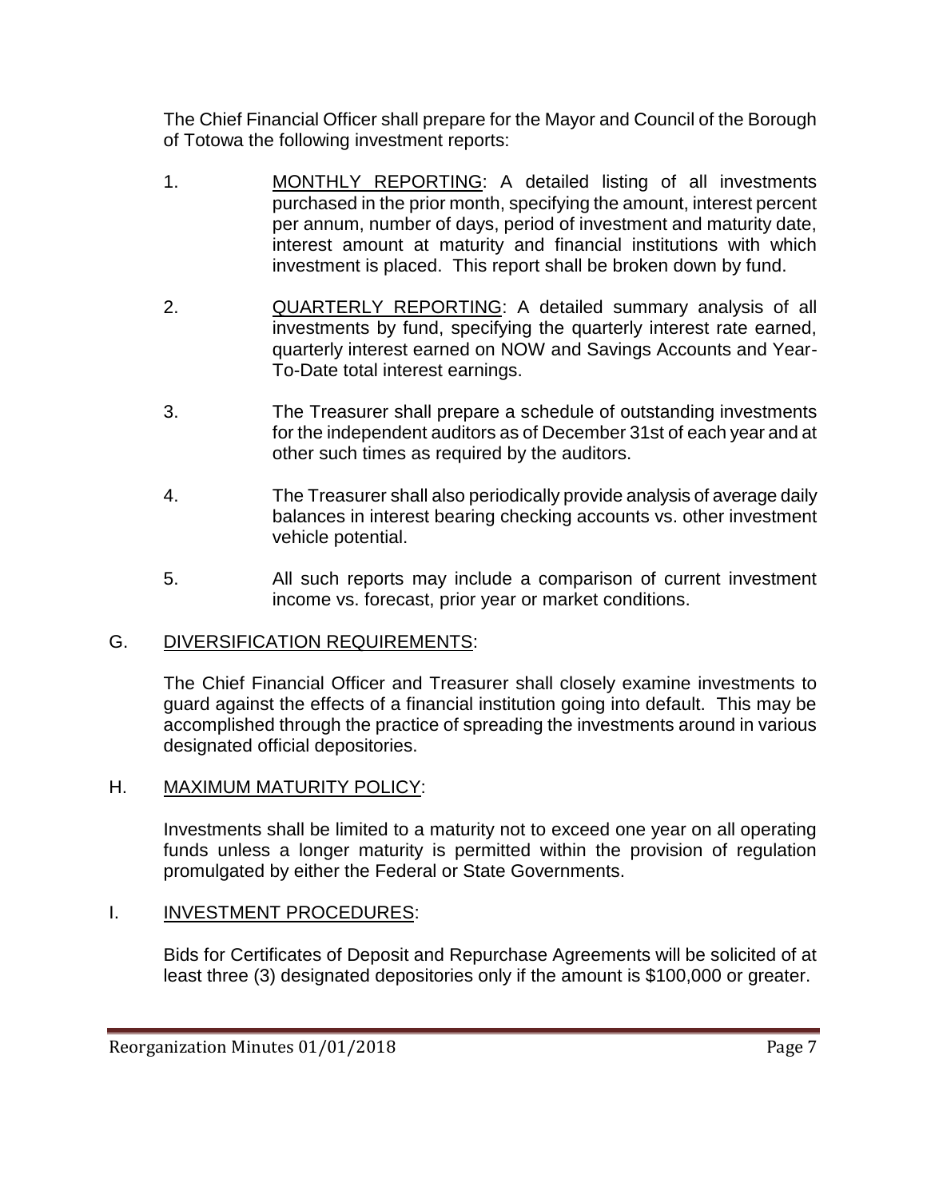The Chief Financial Officer shall prepare for the Mayor and Council of the Borough of Totowa the following investment reports:

1. MONTHLY REPORTING: A detailed listing of all investments purchased in the prior month, specifying the amount, interest percent per annum, number of days, period of investment and maturity date, interest amount at maturity and financial institutions with which investment is placed. This report shall be broken down by fund.

2. QUARTERLY REPORTING: A detailed summary analysis of all investments by fund, specifying the quarterly interest rate earned, quarterly interest earned on NOW and Savings Accounts and Year-To-Date total interest earnings.

3. The Treasurer shall prepare a schedule of outstanding investments for the independent auditors as of December 31st of each year and at other such times as required by the auditors.

4. The Treasurer shall also periodically provide analysis of average daily balances in interest bearing checking accounts vs. other investment vehicle potential.

5. All such reports may include a comparison of current investment income vs. forecast, prior year or market conditions.

G. DIVERSIFICATION REQUIREMENTS:

The Chief Financial Officer and Treasurer shall closely examine investments to guard against the effects of a financial institution going into default. This may be accomplished through the practice of spreading the investments around in various designated official depositories.

H. MAXIMUM MATURITY POLICY:

Investments shall be limited to a maturity not to exceed one year on all operating funds unless a longer maturity is permitted within the provision of regulation promulgated by either the Federal or State Governments.

I. INVESTMENT PROCEDURES:

Bids for Certificates of Deposit and Repurchase Agreements will be solicited of at least three (3) designated depositories only if the amount is $100,000 or greater.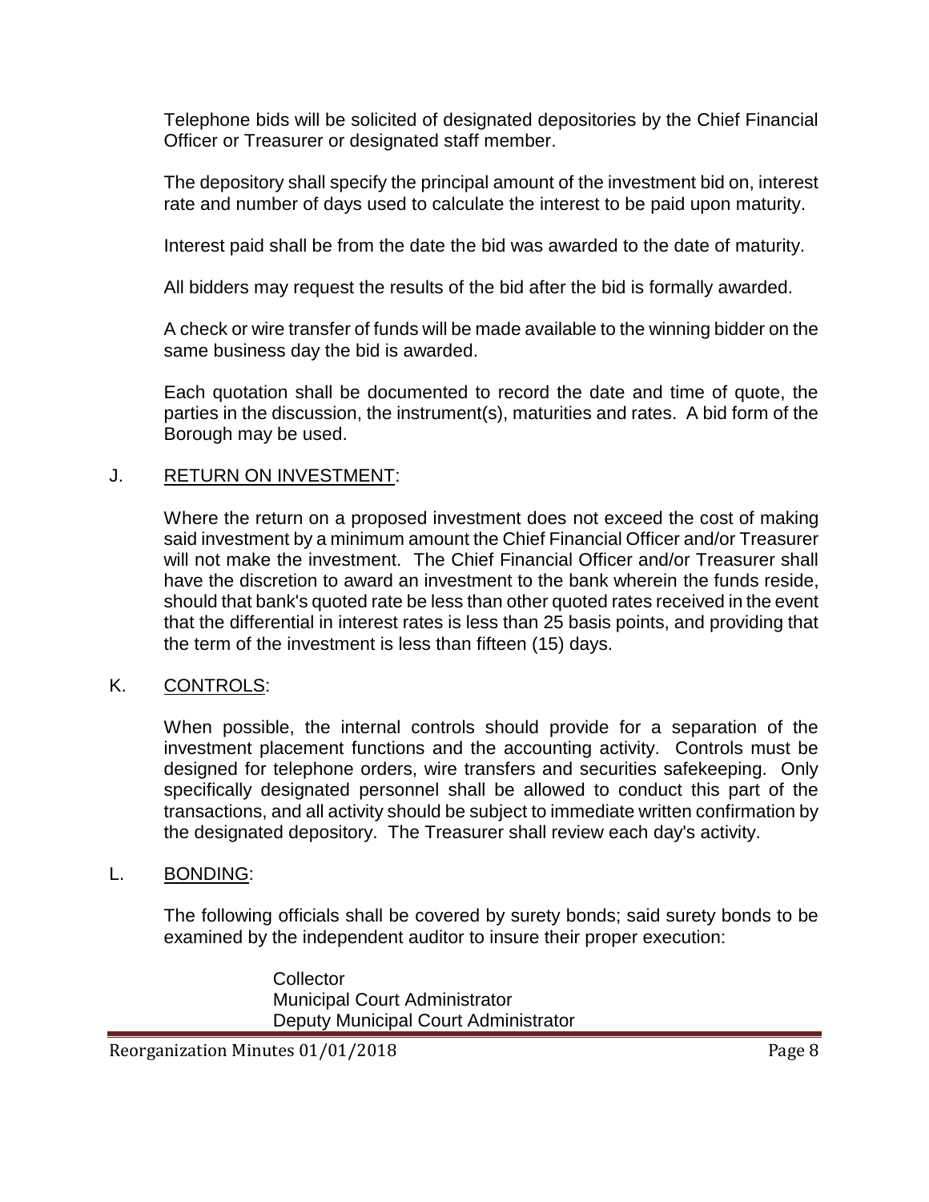Telephone bids will be solicited of designated depositories by the Chief Financial Officer or Treasurer or designated staff member.

The depository shall specify the principal amount of the investment bid on, interest rate and number of days used to calculate the interest to be paid upon maturity.

Interest paid shall be from the date the bid was awarded to the date of maturity.

All bidders may request the results of the bid after the bid is formally awarded.

A check or wire transfer of funds will be made available to the winning bidder on the same business day the bid is awarded.

Each quotation shall be documented to record the date and time of quote, the parties in the discussion, the instrument(s), maturities and rates. A bid form of the Borough may be used.

J. RETURN ON INVESTMENT:

Where the return on a proposed investment does not exceed the cost of making said investment by a minimum amount the Chief Financial Officer and/or Treasurer will not make the investment. The Chief Financial Officer and/or Treasurer shall have the discretion to award an investment to the bank wherein the funds reside, should that bank's quoted rate be less than other quoted rates received in the event that the differential in interest rates is less than 25 basis points, and providing that the term of the investment is less than fifteen (15) days.

K. CONTROLS:

When possible, the internal controls should provide for a separation of the investment placement functions and the accounting activity. Controls must be designed for telephone orders, wire transfers and securities safekeeping. Only specifically designated personnel shall be allowed to conduct this part of the transactions, and all activity should be subject to immediate written confirmation by the designated depository. The Treasurer shall review each day's activity.

L. BONDING:

The following officials shall be covered by surety bonds; said surety bonds to be examined by the independent auditor to insure their proper execution:

Collector
Municipal Court Administrator
Deputy Municipal Court Administrator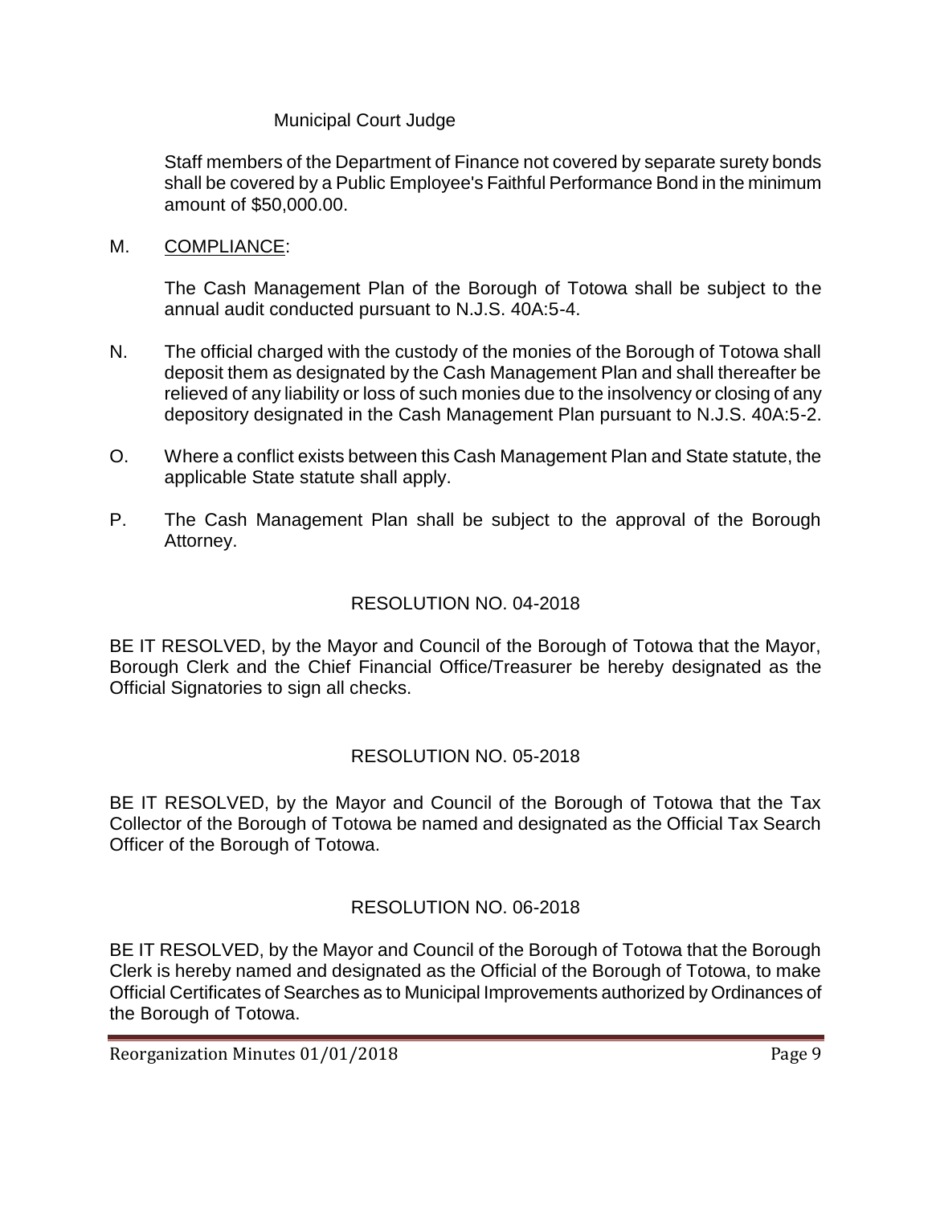Municipal Court Judge

Staff members of the Department of Finance not covered by separate surety bonds shall be covered by a Public Employee's Faithful Performance Bond in the minimum amount of $50,000.00.

M. <u>COMPLIANCE</u>:

The Cash Management Plan of the Borough of Totowa shall be subject to the annual audit conducted pursuant to N.J.S. 40A:5-4.

N. The official charged with the custody of the monies of the Borough of Totowa shall deposit them as designated by the Cash Management Plan and shall thereafter be relieved of any liability or loss of such monies due to the insolvency or closing of any depository designated in the Cash Management Plan pursuant to N.J.S. 40A:5-2.

O. Where a conflict exists between this Cash Management Plan and State statute, the applicable State statute shall apply.

P. The Cash Management Plan shall be subject to the approval of the Borough Attorney.

## RESOLUTION NO. 04-2018

BE IT RESOLVED, by the Mayor and Council of the Borough of Totowa that the Mayor, Borough Clerk and the Chief Financial Office/Treasurer be hereby designated as the Official Signatories to sign all checks.

## RESOLUTION NO. 05-2018

BE IT RESOLVED, by the Mayor and Council of the Borough of Totowa that the Tax Collector of the Borough of Totowa be named and designated as the Official Tax Search Officer of the Borough of Totowa.

## RESOLUTION NO. 06-2018

BE IT RESOLVED, by the Mayor and Council of the Borough of Totowa that the Borough Clerk is hereby named and designated as the Official of the Borough of Totowa, to make Official Certificates of Searches as to Municipal Improvements authorized by Ordinances of the Borough of Totowa.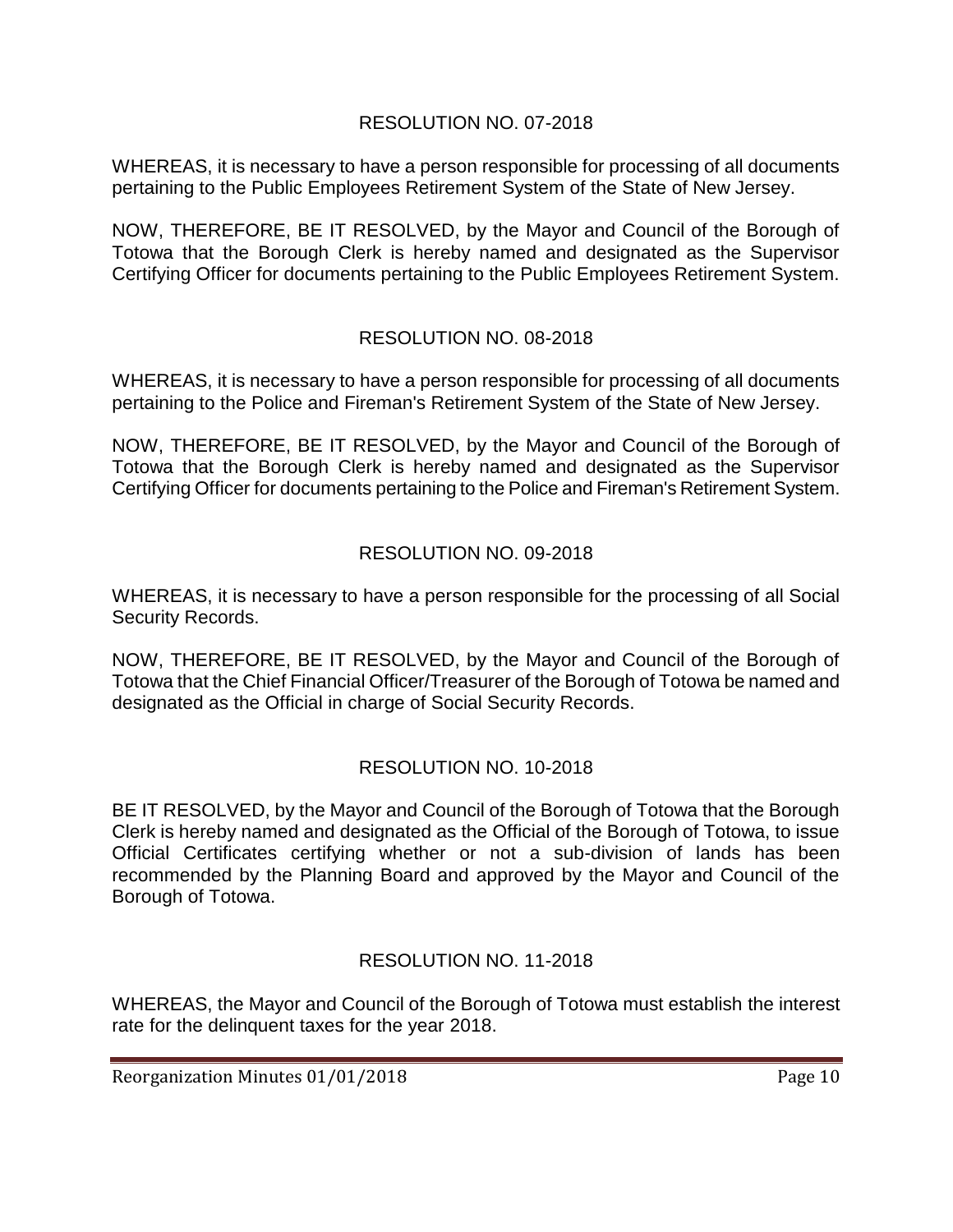## RESOLUTION NO. 07-2018

WHEREAS, it is necessary to have a person responsible for processing of all documents pertaining to the Public Employees Retirement System of the State of New Jersey.

NOW, THEREFORE, BE IT RESOLVED, by the Mayor and Council of the Borough of Totowa that the Borough Clerk is hereby named and designated as the Supervisor Certifying Officer for documents pertaining to the Public Employees Retirement System.

## RESOLUTION NO. 08-2018

WHEREAS, it is necessary to have a person responsible for processing of all documents pertaining to the Police and Fireman's Retirement System of the State of New Jersey.

NOW, THEREFORE, BE IT RESOLVED, by the Mayor and Council of the Borough of Totowa that the Borough Clerk is hereby named and designated as the Supervisor Certifying Officer for documents pertaining to the Police and Fireman's Retirement System.

## RESOLUTION NO. 09-2018

WHEREAS, it is necessary to have a person responsible for the processing of all Social Security Records.

NOW, THEREFORE, BE IT RESOLVED, by the Mayor and Council of the Borough of Totowa that the Chief Financial Officer/Treasurer of the Borough of Totowa be named and designated as the Official in charge of Social Security Records.

## RESOLUTION NO. 10-2018

BE IT RESOLVED, by the Mayor and Council of the Borough of Totowa that the Borough Clerk is hereby named and designated as the Official of the Borough of Totowa, to issue Official Certificates certifying whether or not a sub-division of lands has been recommended by the Planning Board and approved by the Mayor and Council of the Borough of Totowa.

## RESOLUTION NO. 11-2018

WHEREAS, the Mayor and Council of the Borough of Totowa must establish the interest rate for the delinquent taxes for the year 2018.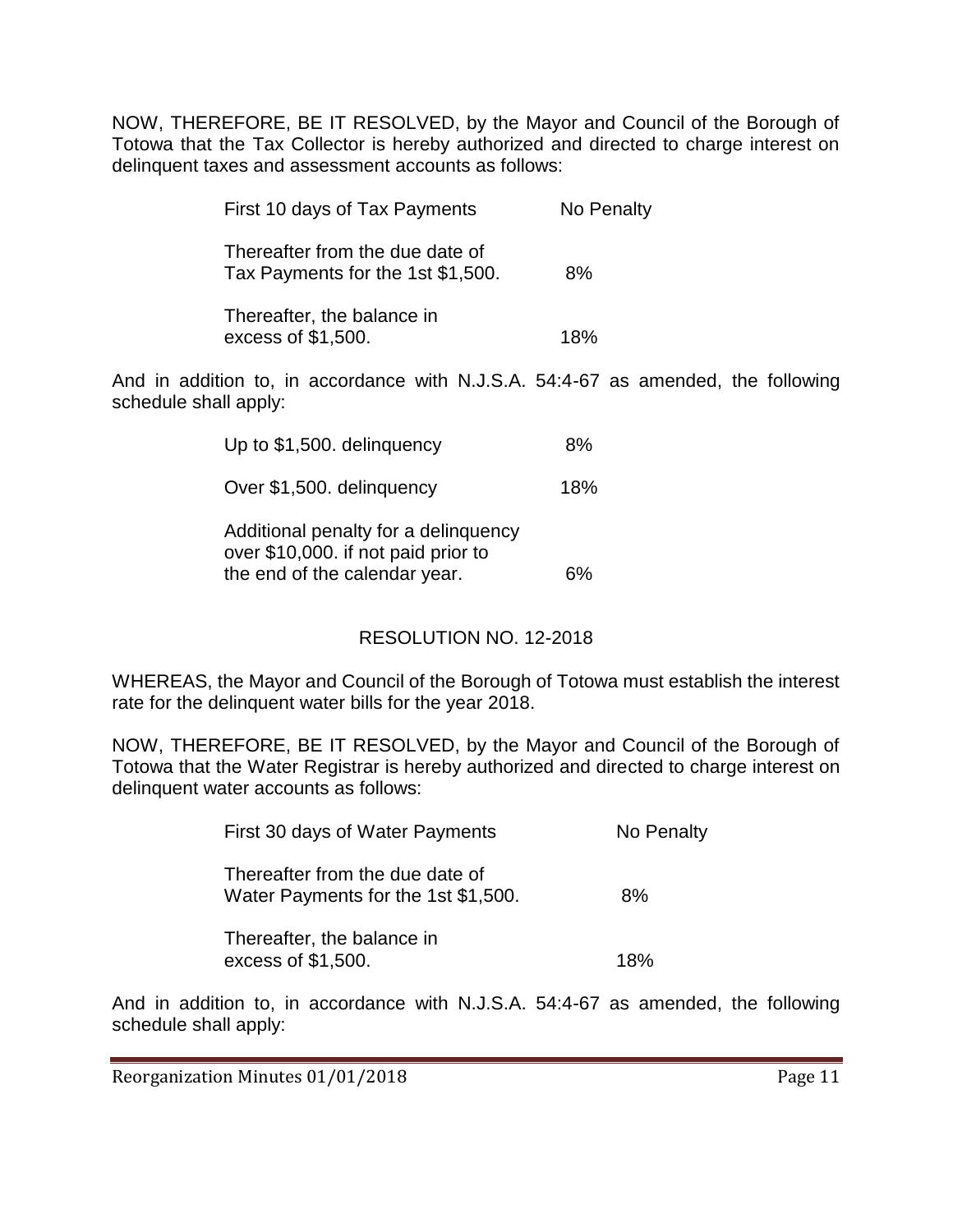NOW, THEREFORE, BE IT RESOLVED, by the Mayor and Council of the Borough of Totowa that the Tax Collector is hereby authorized and directed to charge interest on delinquent taxes and assessment accounts as follows:

| | |
|---|---|
| First 10 days of Tax Payments | No Penalty |
| Thereafter from the due date of Tax Payments for the 1st $1,500. | 8% |
| Thereafter, the balance in excess of $1,500. | 18% |

And in addition to, in accordance with N.J.S.A. 54:4-67 as amended, the following schedule shall apply:

| | |
|---|---|
| Up to $1,500. delinquency | 8% |
| Over $1,500. delinquency | 18% |
| Additional penalty for a delinquency over $10,000. if not paid prior to the end of the calendar year. | 6% |

## RESOLUTION NO. 12-2018

WHEREAS, the Mayor and Council of the Borough of Totowa must establish the interest rate for the delinquent water bills for the year 2018.

NOW, THEREFORE, BE IT RESOLVED, by the Mayor and Council of the Borough of Totowa that the Water Registrar is hereby authorized and directed to charge interest on delinquent water accounts as follows:

| | |
|---|---|
| First 30 days of Water Payments | No Penalty |
| Thereafter from the due date of Water Payments for the 1st $1,500. | 8% |
| Thereafter, the balance in excess of $1,500. | 18% |

And in addition to, in accordance with N.J.S.A. 54:4-67 as amended, the following schedule shall apply: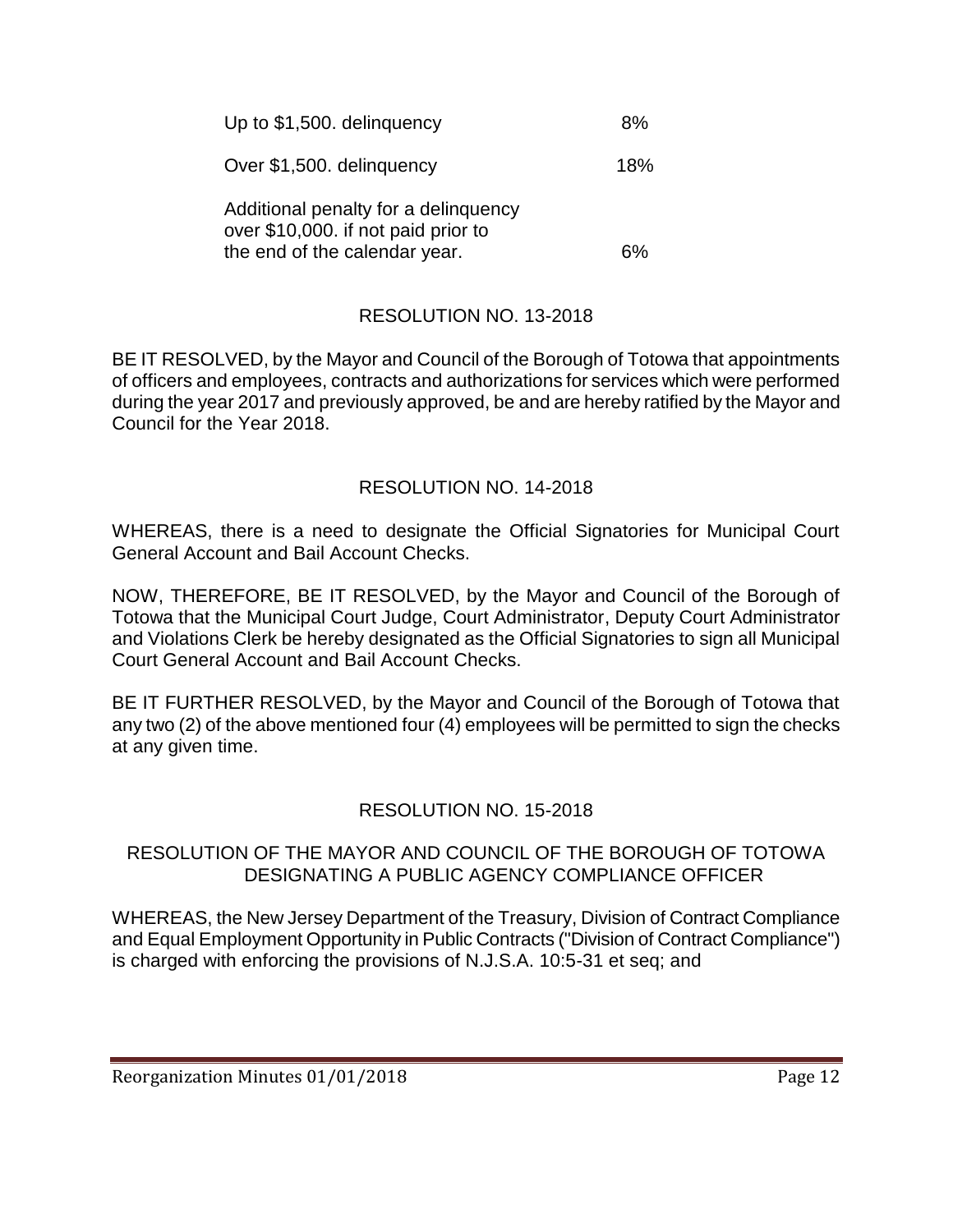| | |
|---|---|
| Up to $1,500. delinquency | 8% |
| Over $1,500. delinquency | 18% |
| Additional penalty for a delinquency over $10,000. if not paid prior to the end of the calendar year. | 6% |

## RESOLUTION NO. 13-2018

BE IT RESOLVED, by the Mayor and Council of the Borough of Totowa that appointments of officers and employees, contracts and authorizations for services which were performed during the year 2017 and previously approved, be and are hereby ratified by the Mayor and Council for the Year 2018.

## RESOLUTION NO. 14-2018

WHEREAS, there is a need to designate the Official Signatories for Municipal Court General Account and Bail Account Checks.

NOW, THEREFORE, BE IT RESOLVED, by the Mayor and Council of the Borough of Totowa that the Municipal Court Judge, Court Administrator, Deputy Court Administrator and Violations Clerk be hereby designated as the Official Signatories to sign all Municipal Court General Account and Bail Account Checks.

BE IT FURTHER RESOLVED, by the Mayor and Council of the Borough of Totowa that any two (2) of the above mentioned four (4) employees will be permitted to sign the checks at any given time.

## RESOLUTION NO. 15-2018

### RESOLUTION OF THE MAYOR AND COUNCIL OF THE BOROUGH OF TOTOWA DESIGNATING A PUBLIC AGENCY COMPLIANCE OFFICER

WHEREAS, the New Jersey Department of the Treasury, Division of Contract Compliance and Equal Employment Opportunity in Public Contracts ("Division of Contract Compliance") is charged with enforcing the provisions of N.J.S.A. 10:5-31 et seq; and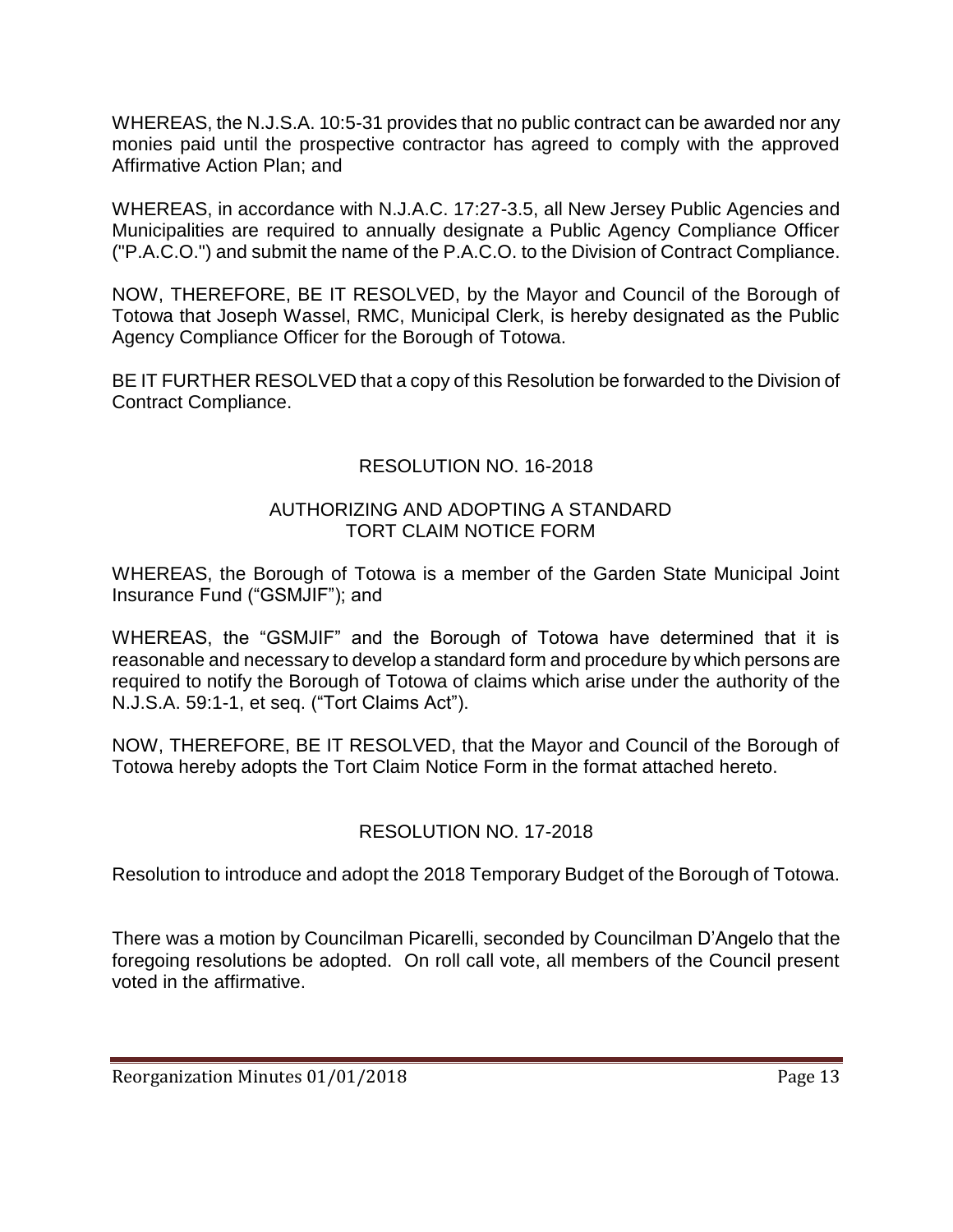WHEREAS, the N.J.S.A. 10:5-31 provides that no public contract can be awarded nor any monies paid until the prospective contractor has agreed to comply with the approved Affirmative Action Plan; and

WHEREAS, in accordance with N.J.A.C. 17:27-3.5, all New Jersey Public Agencies and Municipalities are required to annually designate a Public Agency Compliance Officer ("P.A.C.O.") and submit the name of the P.A.C.O. to the Division of Contract Compliance.

NOW, THEREFORE, BE IT RESOLVED, by the Mayor and Council of the Borough of Totowa that Joseph Wassel, RMC, Municipal Clerk, is hereby designated as the Public Agency Compliance Officer for the Borough of Totowa.

BE IT FURTHER RESOLVED that a copy of this Resolution be forwarded to the Division of Contract Compliance.

## RESOLUTION NO. 16-2018

### AUTHORIZING AND ADOPTING A STANDARD TORT CLAIM NOTICE FORM

WHEREAS, the Borough of Totowa is a member of the Garden State Municipal Joint Insurance Fund ("GSMJIF"); and

WHEREAS, the "GSMJIF" and the Borough of Totowa have determined that it is reasonable and necessary to develop a standard form and procedure by which persons are required to notify the Borough of Totowa of claims which arise under the authority of the N.J.S.A. 59:1-1, et seq. ("Tort Claims Act").

NOW, THEREFORE, BE IT RESOLVED, that the Mayor and Council of the Borough of Totowa hereby adopts the Tort Claim Notice Form in the format attached hereto.

## RESOLUTION NO. 17-2018

Resolution to introduce and adopt the 2018 Temporary Budget of the Borough of Totowa.

There was a motion by Councilman Picarelli, seconded by Councilman D'Angelo that the foregoing resolutions be adopted. On roll call vote, all members of the Council present voted in the affirmative.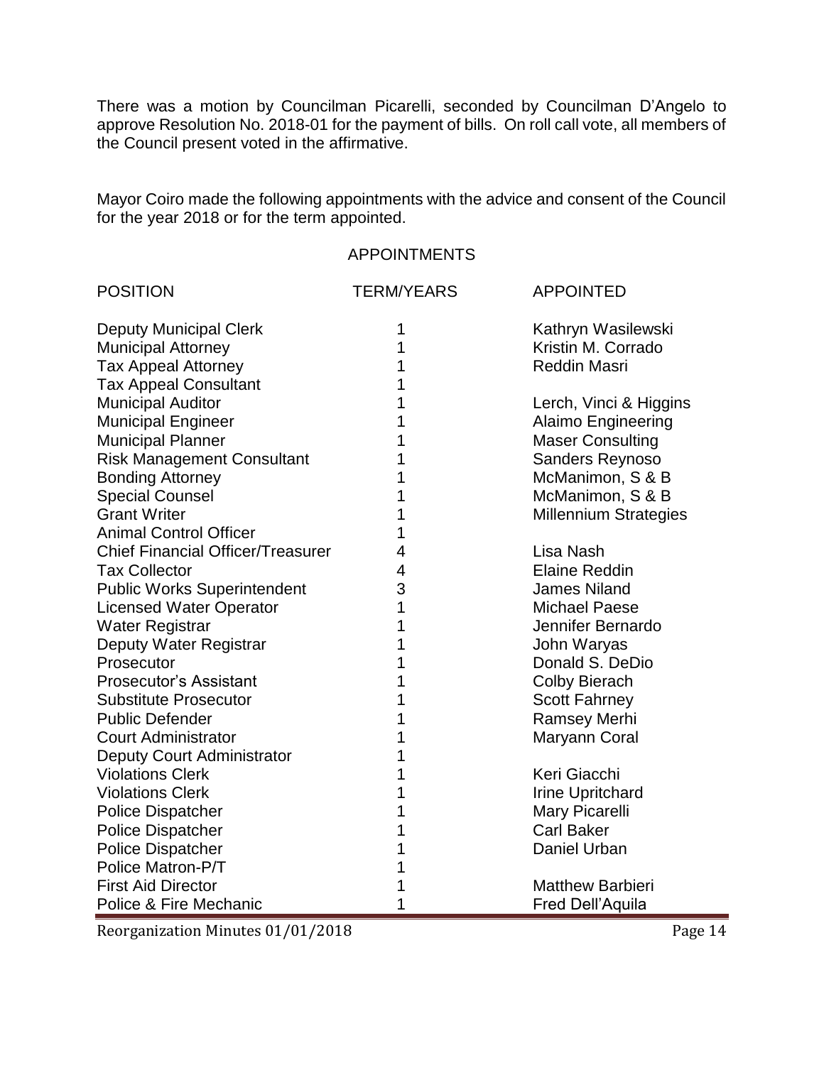There was a motion by Councilman Picarelli, seconded by Councilman D'Angelo to approve Resolution No. 2018-01 for the payment of bills. On roll call vote, all members of the Council present voted in the affirmative.

Mayor Coiro made the following appointments with the advice and consent of the Council for the year 2018 or for the term appointed.

## APPOINTMENTS

| POSITION | TERM/YEARS | APPOINTED |
|---|---|---|
| Deputy Municipal Clerk | 1 | Kathryn Wasilewski |
| Municipal Attorney | 1 | Kristin M. Corrado |
| Tax Appeal Attorney | 1 | Reddin Masri |
| Tax Appeal Consultant | 1 | |
| Municipal Auditor | 1 | Lerch, Vinci & Higgins |
| Municipal Engineer | 1 | Alaimo Engineering |
| Municipal Planner | 1 | Maser Consulting |
| Risk Management Consultant | 1 | Sanders Reynoso |
| Bonding Attorney | 1 | McManimon, S & B |
| Special Counsel | 1 | McManimon, S & B |
| Grant Writer | 1 | Millennium Strategies |
| Animal Control Officer | 1 | |
| Chief Financial Officer/Treasurer | 4 | Lisa Nash |
| Tax Collector | 4 | Elaine Reddin |
| Public Works Superintendent | 3 | James Niland |
| Licensed Water Operator | 1 | Michael Paese |
| Water Registrar | 1 | Jennifer Bernardo |
| Deputy Water Registrar | 1 | John Waryas |
| Prosecutor | 1 | Donald S. DeDio |
| Prosecutor's Assistant | 1 | Colby Bierach |
| Substitute Prosecutor | 1 | Scott Fahrney |
| Public Defender | 1 | Ramsey Merhi |
| Court Administrator | 1 | Maryann Coral |
| Deputy Court Administrator | 1 | |
| Violations Clerk | 1 | Keri Giacchi |
| Violations Clerk | 1 | Irine Upritchard |
| Police Dispatcher | 1 | Mary Picarelli |
| Police Dispatcher | 1 | Carl Baker |
| Police Dispatcher | 1 | Daniel Urban |
| Police Matron-P/T | 1 | |
| First Aid Director | 1 | Matthew Barbieri |
| Police & Fire Mechanic | 1 | Fred Dell'Aquila |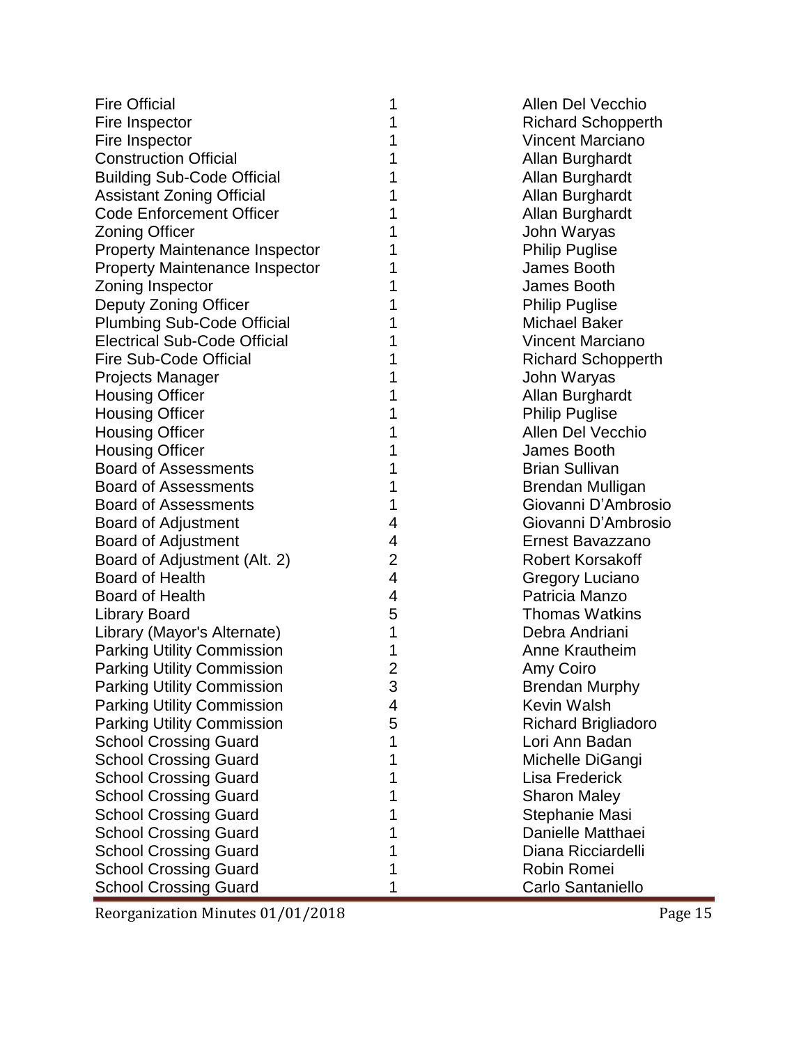| | | |
|---|---|---|
| Fire Official | 1 | Allen Del Vecchio |
| Fire Inspector | 1 | Richard Schopperth |
| Fire Inspector | 1 | Vincent Marciano |
| Construction Official | 1 | Allan Burghardt |
| Building Sub-Code Official | 1 | Allan Burghardt |
| Assistant Zoning Official | 1 | Allan Burghardt |
| Code Enforcement Officer | 1 | Allan Burghardt |
| Zoning Officer | 1 | John Waryas |
| Property Maintenance Inspector | 1 | Philip Puglise |
| Property Maintenance Inspector | 1 | James Booth |
| Zoning Inspector | 1 | James Booth |
| Deputy Zoning Officer | 1 | Philip Puglise |
| Plumbing Sub-Code Official | 1 | Michael Baker |
| Electrical Sub-Code Official | 1 | Vincent Marciano |
| Fire Sub-Code Official | 1 | Richard Schopperth |
| Projects Manager | 1 | John Waryas |
| Housing Officer | 1 | Allan Burghardt |
| Housing Officer | 1 | Philip Puglise |
| Housing Officer | 1 | Allen Del Vecchio |
| Housing Officer | 1 | James Booth |
| Board of Assessments | 1 | Brian Sullivan |
| Board of Assessments | 1 | Brendan Mulligan |
| Board of Assessments | 1 | Giovanni D'Ambrosio |
| Board of Adjustment | 4 | Giovanni D'Ambrosio |
| Board of Adjustment | 4 | Ernest Bavazzano |
| Board of Adjustment (Alt. 2) | 2 | Robert Korsakoff |
| Board of Health | 4 | Gregory Luciano |
| Board of Health | 4 | Patricia Manzo |
| Library Board | 5 | Thomas Watkins |
| Library (Mayor's Alternate) | 1 | Debra Andriani |
| Parking Utility Commission | 1 | Anne Krautheim |
| Parking Utility Commission | 2 | Amy Coiro |
| Parking Utility Commission | 3 | Brendan Murphy |
| Parking Utility Commission | 4 | Kevin Walsh |
| Parking Utility Commission | 5 | Richard Brigliadoro |
| School Crossing Guard | 1 | Lori Ann Badan |
| School Crossing Guard | 1 | Michelle DiGangi |
| School Crossing Guard | 1 | Lisa Frederick |
| School Crossing Guard | 1 | Sharon Maley |
| School Crossing Guard | 1 | Stephanie Masi |
| School Crossing Guard | 1 | Danielle Matthaei |
| School Crossing Guard | 1 | Diana Ricciardelli |
| School Crossing Guard | 1 | Robin Romei |
| School Crossing Guard | 1 | Carlo Santaniello |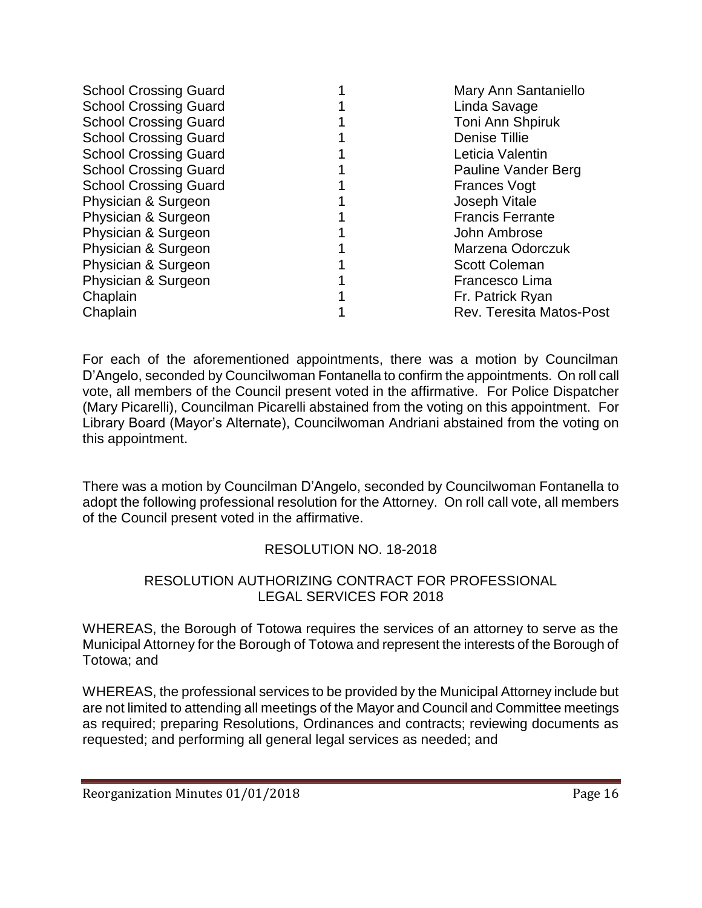| | | |
|---|---|---|
| School Crossing Guard | 1 | Mary Ann Santaniello |
| School Crossing Guard | 1 | Linda Savage |
| School Crossing Guard | 1 | Toni Ann Shpiruk |
| School Crossing Guard | 1 | Denise Tillie |
| School Crossing Guard | 1 | Leticia Valentin |
| School Crossing Guard | 1 | Pauline Vander Berg |
| School Crossing Guard | 1 | Frances Vogt |
| Physician & Surgeon | 1 | Joseph Vitale |
| Physician & Surgeon | 1 | Francis Ferrante |
| Physician & Surgeon | 1 | John Ambrose |
| Physician & Surgeon | 1 | Marzena Odorczuk |
| Physician & Surgeon | 1 | Scott Coleman |
| Physician & Surgeon | 1 | Francesco Lima |
| Chaplain | 1 | Fr. Patrick Ryan |
| Chaplain | 1 | Rev. Teresita Matos-Post |

For each of the aforementioned appointments, there was a motion by Councilman D'Angelo, seconded by Councilwoman Fontanella to confirm the appointments. On roll call vote, all members of the Council present voted in the affirmative. For Police Dispatcher (Mary Picarelli), Councilman Picarelli abstained from the voting on this appointment. For Library Board (Mayor's Alternate), Councilwoman Andriani abstained from the voting on this appointment.

There was a motion by Councilman D'Angelo, seconded by Councilwoman Fontanella to adopt the following professional resolution for the Attorney. On roll call vote, all members of the Council present voted in the affirmative.

## RESOLUTION NO. 18-2018

### RESOLUTION AUTHORIZING CONTRACT FOR PROFESSIONAL LEGAL SERVICES FOR 2018

WHEREAS, the Borough of Totowa requires the services of an attorney to serve as the Municipal Attorney for the Borough of Totowa and represent the interests of the Borough of Totowa; and

WHEREAS, the professional services to be provided by the Municipal Attorney include but are not limited to attending all meetings of the Mayor and Council and Committee meetings as required; preparing Resolutions, Ordinances and contracts; reviewing documents as requested; and performing all general legal services as needed; and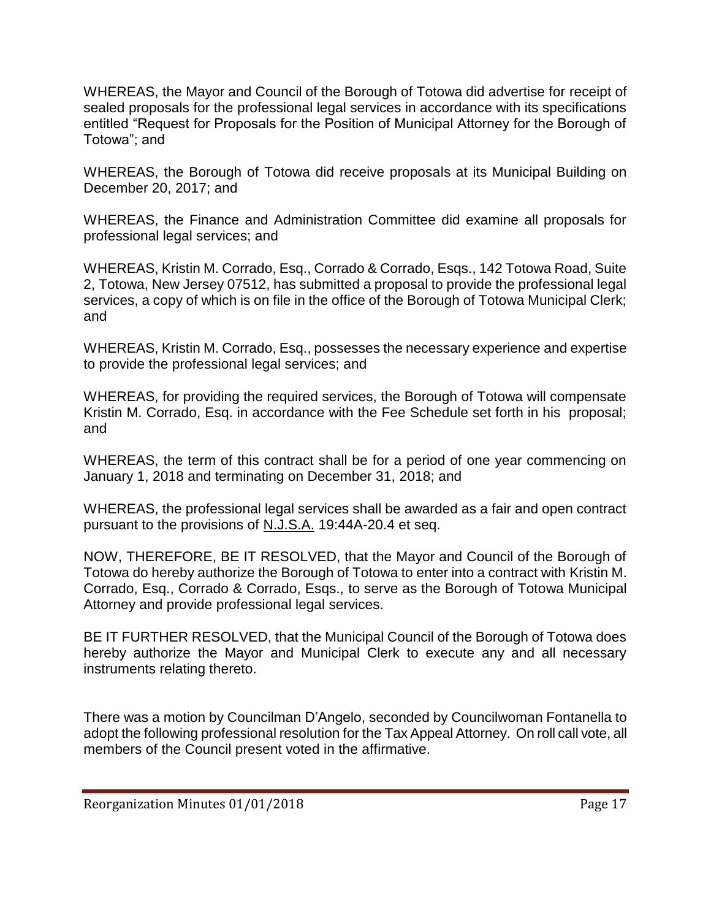WHEREAS, the Mayor and Council of the Borough of Totowa did advertise for receipt of sealed proposals for the professional legal services in accordance with its specifications entitled "Request for Proposals for the Position of Municipal Attorney for the Borough of Totowa"; and

WHEREAS, the Borough of Totowa did receive proposals at its Municipal Building on December 20, 2017; and

WHEREAS, the Finance and Administration Committee did examine all proposals for professional legal services; and

WHEREAS, Kristin M. Corrado, Esq., Corrado & Corrado, Esqs., 142 Totowa Road, Suite 2, Totowa, New Jersey 07512, has submitted a proposal to provide the professional legal services, a copy of which is on file in the office of the Borough of Totowa Municipal Clerk; and

WHEREAS, Kristin M. Corrado, Esq., possesses the necessary experience and expertise to provide the professional legal services; and

WHEREAS, for providing the required services, the Borough of Totowa will compensate Kristin M. Corrado, Esq. in accordance with the Fee Schedule set forth in his proposal; and

WHEREAS, the term of this contract shall be for a period of one year commencing on January 1, 2018 and terminating on December 31, 2018; and

WHEREAS, the professional legal services shall be awarded as a fair and open contract pursuant to the provisions of N.J.S.A. 19:44A-20.4 et seq.

NOW, THEREFORE, BE IT RESOLVED, that the Mayor and Council of the Borough of Totowa do hereby authorize the Borough of Totowa to enter into a contract with Kristin M. Corrado, Esq., Corrado & Corrado, Esqs., to serve as the Borough of Totowa Municipal Attorney and provide professional legal services.

BE IT FURTHER RESOLVED, that the Municipal Council of the Borough of Totowa does hereby authorize the Mayor and Municipal Clerk to execute any and all necessary instruments relating thereto.

There was a motion by Councilman D'Angelo, seconded by Councilwoman Fontanella to adopt the following professional resolution for the Tax Appeal Attorney. On roll call vote, all members of the Council present voted in the affirmative.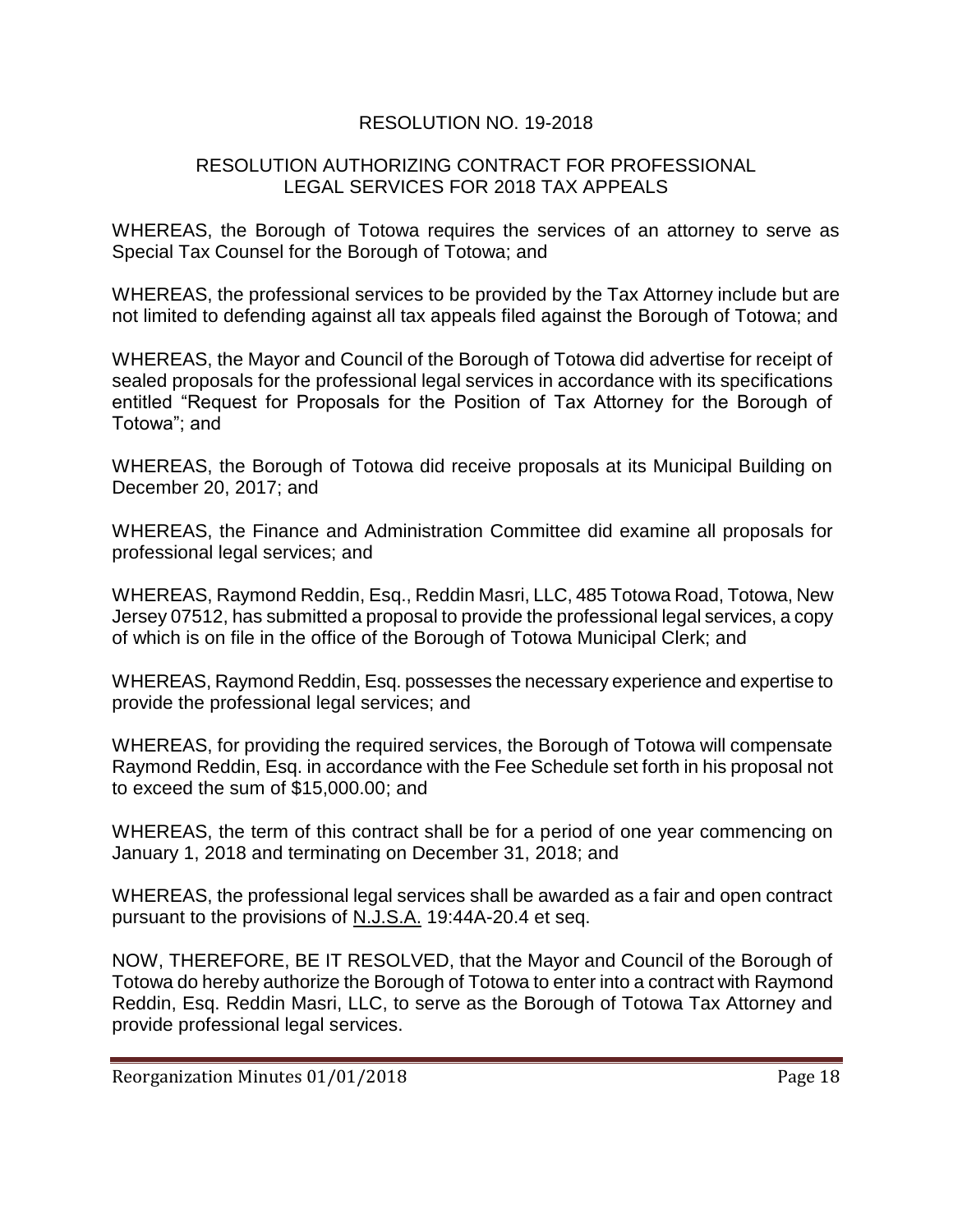## RESOLUTION NO. 19-2018

### RESOLUTION AUTHORIZING CONTRACT FOR PROFESSIONAL LEGAL SERVICES FOR 2018 TAX APPEALS

WHEREAS, the Borough of Totowa requires the services of an attorney to serve as Special Tax Counsel for the Borough of Totowa; and

WHEREAS, the professional services to be provided by the Tax Attorney include but are not limited to defending against all tax appeals filed against the Borough of Totowa; and

WHEREAS, the Mayor and Council of the Borough of Totowa did advertise for receipt of sealed proposals for the professional legal services in accordance with its specifications entitled "Request for Proposals for the Position of Tax Attorney for the Borough of Totowa"; and

WHEREAS, the Borough of Totowa did receive proposals at its Municipal Building on December 20, 2017; and

WHEREAS, the Finance and Administration Committee did examine all proposals for professional legal services; and

WHEREAS, Raymond Reddin, Esq., Reddin Masri, LLC, 485 Totowa Road, Totowa, New Jersey 07512, has submitted a proposal to provide the professional legal services, a copy of which is on file in the office of the Borough of Totowa Municipal Clerk; and

WHEREAS, Raymond Reddin, Esq. possesses the necessary experience and expertise to provide the professional legal services; and

WHEREAS, for providing the required services, the Borough of Totowa will compensate Raymond Reddin, Esq. in accordance with the Fee Schedule set forth in his proposal not to exceed the sum of $15,000.00; and

WHEREAS, the term of this contract shall be for a period of one year commencing on January 1, 2018 and terminating on December 31, 2018; and

WHEREAS, the professional legal services shall be awarded as a fair and open contract pursuant to the provisions of N.J.S.A. 19:44A-20.4 et seq.

NOW, THEREFORE, BE IT RESOLVED, that the Mayor and Council of the Borough of Totowa do hereby authorize the Borough of Totowa to enter into a contract with Raymond Reddin, Esq. Reddin Masri, LLC, to serve as the Borough of Totowa Tax Attorney and provide professional legal services.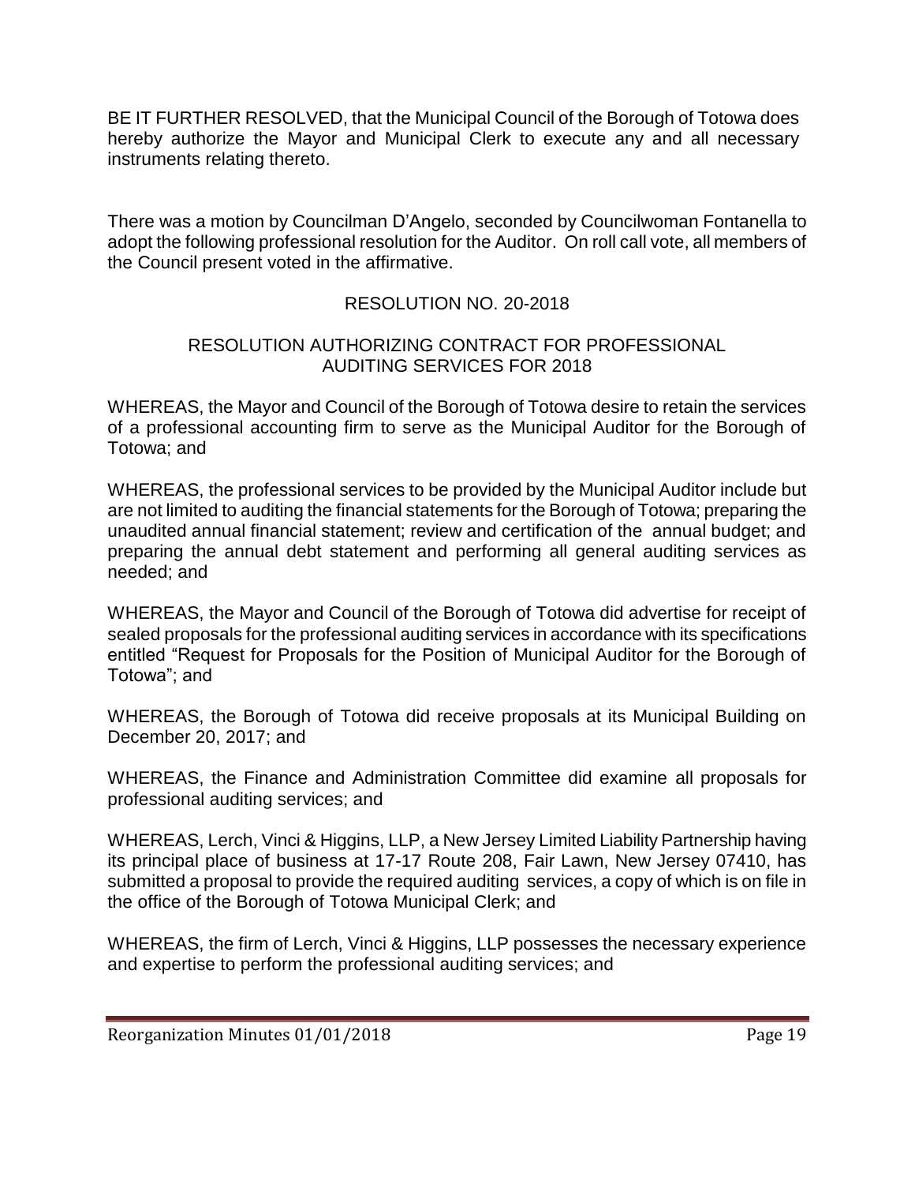BE IT FURTHER RESOLVED, that the Municipal Council of the Borough of Totowa does hereby authorize the Mayor and Municipal Clerk to execute any and all necessary instruments relating thereto.

There was a motion by Councilman D'Angelo, seconded by Councilwoman Fontanella to adopt the following professional resolution for the Auditor. On roll call vote, all members of the Council present voted in the affirmative.

RESOLUTION NO. 20-2018

RESOLUTION AUTHORIZING CONTRACT FOR PROFESSIONAL AUDITING SERVICES FOR 2018

WHEREAS, the Mayor and Council of the Borough of Totowa desire to retain the services of a professional accounting firm to serve as the Municipal Auditor for the Borough of Totowa; and

WHEREAS, the professional services to be provided by the Municipal Auditor include but are not limited to auditing the financial statements for the Borough of Totowa; preparing the unaudited annual financial statement; review and certification of the annual budget; and preparing the annual debt statement and performing all general auditing services as needed; and

WHEREAS, the Mayor and Council of the Borough of Totowa did advertise for receipt of sealed proposals for the professional auditing services in accordance with its specifications entitled "Request for Proposals for the Position of Municipal Auditor for the Borough of Totowa"; and

WHEREAS, the Borough of Totowa did receive proposals at its Municipal Building on December 20, 2017; and

WHEREAS, the Finance and Administration Committee did examine all proposals for professional auditing services; and

WHEREAS, Lerch, Vinci & Higgins, LLP, a New Jersey Limited Liability Partnership having its principal place of business at 17-17 Route 208, Fair Lawn, New Jersey 07410, has submitted a proposal to provide the required auditing services, a copy of which is on file in the office of the Borough of Totowa Municipal Clerk; and

WHEREAS, the firm of Lerch, Vinci & Higgins, LLP possesses the necessary experience and expertise to perform the professional auditing services; and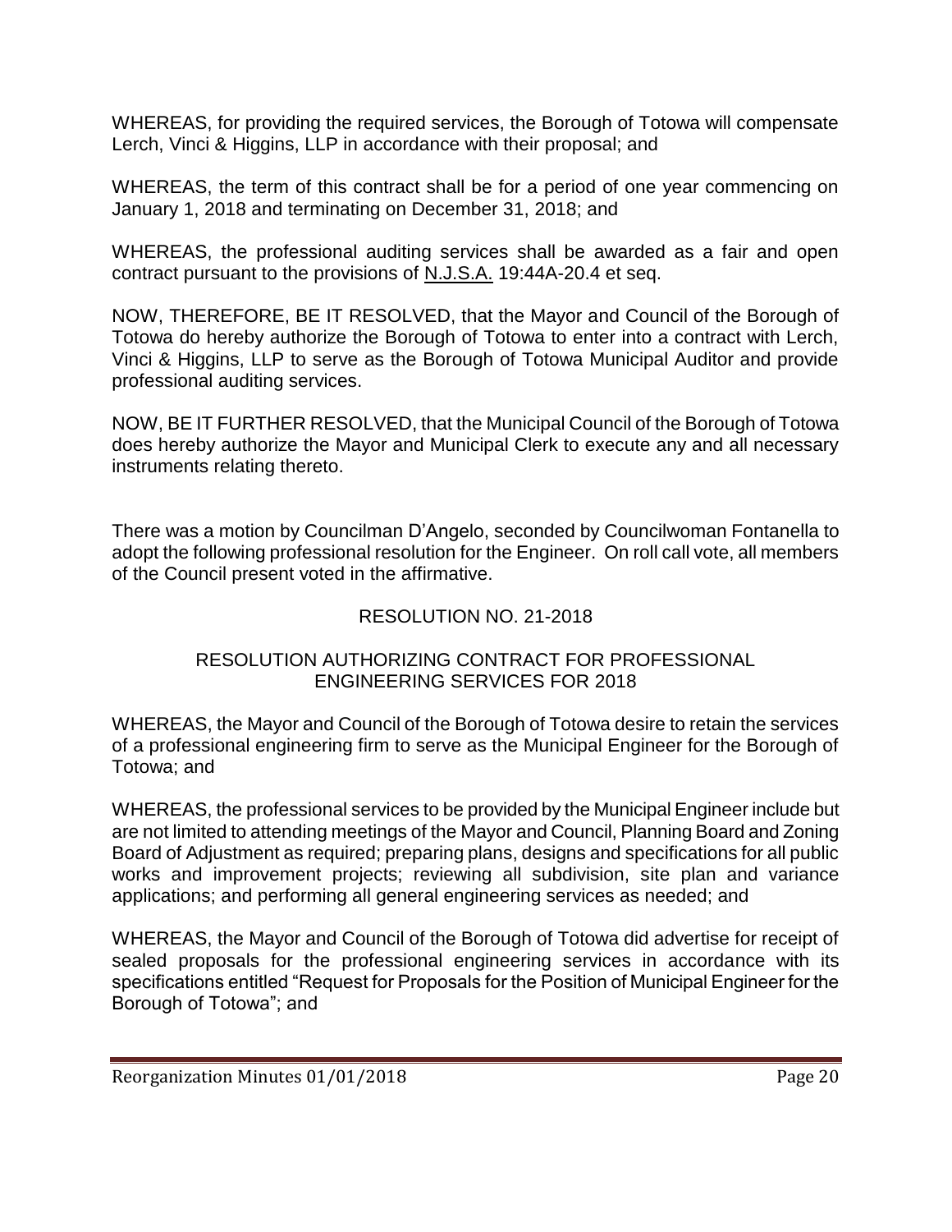WHEREAS, for providing the required services, the Borough of Totowa will compensate Lerch, Vinci & Higgins, LLP in accordance with their proposal; and

WHEREAS, the term of this contract shall be for a period of one year commencing on January 1, 2018 and terminating on December 31, 2018; and

WHEREAS, the professional auditing services shall be awarded as a fair and open contract pursuant to the provisions of N.J.S.A. 19:44A-20.4 et seq.

NOW, THEREFORE, BE IT RESOLVED, that the Mayor and Council of the Borough of Totowa do hereby authorize the Borough of Totowa to enter into a contract with Lerch, Vinci & Higgins, LLP to serve as the Borough of Totowa Municipal Auditor and provide professional auditing services.

NOW, BE IT FURTHER RESOLVED, that the Municipal Council of the Borough of Totowa does hereby authorize the Mayor and Municipal Clerk to execute any and all necessary instruments relating thereto.

There was a motion by Councilman D'Angelo, seconded by Councilwoman Fontanella to adopt the following professional resolution for the Engineer. On roll call vote, all members of the Council present voted in the affirmative.

RESOLUTION NO. 21-2018

RESOLUTION AUTHORIZING CONTRACT FOR PROFESSIONAL ENGINEERING SERVICES FOR 2018

WHEREAS, the Mayor and Council of the Borough of Totowa desire to retain the services of a professional engineering firm to serve as the Municipal Engineer for the Borough of Totowa; and

WHEREAS, the professional services to be provided by the Municipal Engineer include but are not limited to attending meetings of the Mayor and Council, Planning Board and Zoning Board of Adjustment as required; preparing plans, designs and specifications for all public works and improvement projects; reviewing all subdivision, site plan and variance applications; and performing all general engineering services as needed; and

WHEREAS, the Mayor and Council of the Borough of Totowa did advertise for receipt of sealed proposals for the professional engineering services in accordance with its specifications entitled "Request for Proposals for the Position of Municipal Engineer for the Borough of Totowa"; and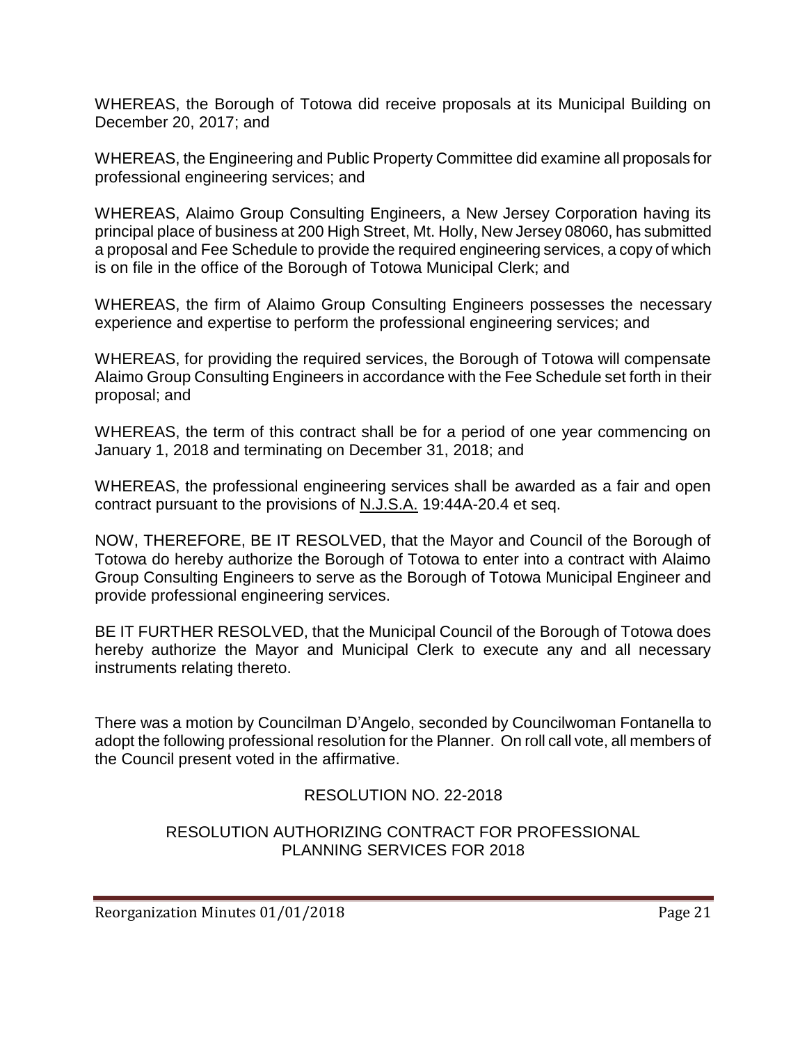WHEREAS, the Borough of Totowa did receive proposals at its Municipal Building on December 20, 2017; and

WHEREAS, the Engineering and Public Property Committee did examine all proposals for professional engineering services; and

WHEREAS, Alaimo Group Consulting Engineers, a New Jersey Corporation having its principal place of business at 200 High Street, Mt. Holly, New Jersey 08060, has submitted a proposal and Fee Schedule to provide the required engineering services, a copy of which is on file in the office of the Borough of Totowa Municipal Clerk; and

WHEREAS, the firm of Alaimo Group Consulting Engineers possesses the necessary experience and expertise to perform the professional engineering services; and

WHEREAS, for providing the required services, the Borough of Totowa will compensate Alaimo Group Consulting Engineers in accordance with the Fee Schedule set forth in their proposal; and

WHEREAS, the term of this contract shall be for a period of one year commencing on January 1, 2018 and terminating on December 31, 2018; and

WHEREAS, the professional engineering services shall be awarded as a fair and open contract pursuant to the provisions of N.J.S.A. 19:44A-20.4 et seq.

NOW, THEREFORE, BE IT RESOLVED, that the Mayor and Council of the Borough of Totowa do hereby authorize the Borough of Totowa to enter into a contract with Alaimo Group Consulting Engineers to serve as the Borough of Totowa Municipal Engineer and provide professional engineering services.

BE IT FURTHER RESOLVED, that the Municipal Council of the Borough of Totowa does hereby authorize the Mayor and Municipal Clerk to execute any and all necessary instruments relating thereto.

There was a motion by Councilman D'Angelo, seconded by Councilwoman Fontanella to adopt the following professional resolution for the Planner. On roll call vote, all members of the Council present voted in the affirmative.

RESOLUTION NO. 22-2018

RESOLUTION AUTHORIZING CONTRACT FOR PROFESSIONAL PLANNING SERVICES FOR 2018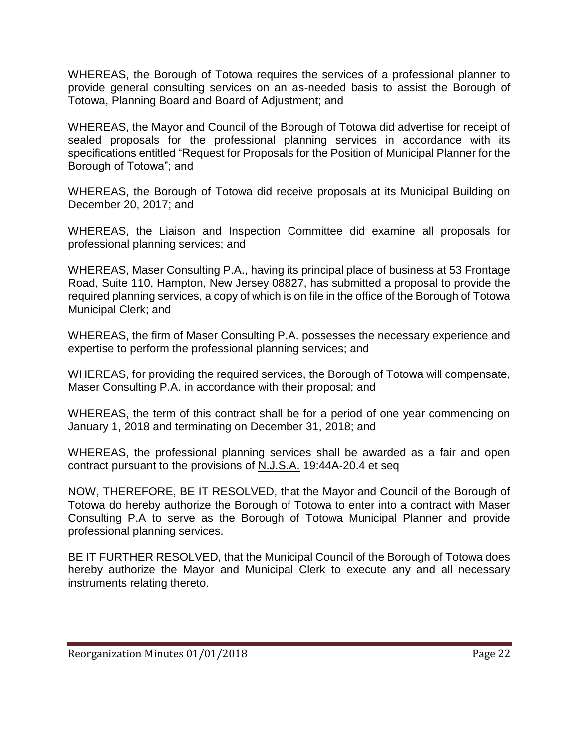WHEREAS, the Borough of Totowa requires the services of a professional planner to provide general consulting services on an as-needed basis to assist the Borough of Totowa, Planning Board and Board of Adjustment; and

WHEREAS, the Mayor and Council of the Borough of Totowa did advertise for receipt of sealed proposals for the professional planning services in accordance with its specifications entitled "Request for Proposals for the Position of Municipal Planner for the Borough of Totowa"; and

WHEREAS, the Borough of Totowa did receive proposals at its Municipal Building on December 20, 2017; and

WHEREAS, the Liaison and Inspection Committee did examine all proposals for professional planning services; and

WHEREAS, Maser Consulting P.A., having its principal place of business at 53 Frontage Road, Suite 110, Hampton, New Jersey 08827, has submitted a proposal to provide the required planning services, a copy of which is on file in the office of the Borough of Totowa Municipal Clerk; and

WHEREAS, the firm of Maser Consulting P.A. possesses the necessary experience and expertise to perform the professional planning services; and

WHEREAS, for providing the required services, the Borough of Totowa will compensate, Maser Consulting P.A. in accordance with their proposal; and

WHEREAS, the term of this contract shall be for a period of one year commencing on January 1, 2018 and terminating on December 31, 2018; and

WHEREAS, the professional planning services shall be awarded as a fair and open contract pursuant to the provisions of N.J.S.A. 19:44A-20.4 et seq

NOW, THEREFORE, BE IT RESOLVED, that the Mayor and Council of the Borough of Totowa do hereby authorize the Borough of Totowa to enter into a contract with Maser Consulting P.A to serve as the Borough of Totowa Municipal Planner and provide professional planning services.

BE IT FURTHER RESOLVED, that the Municipal Council of the Borough of Totowa does hereby authorize the Mayor and Municipal Clerk to execute any and all necessary instruments relating thereto.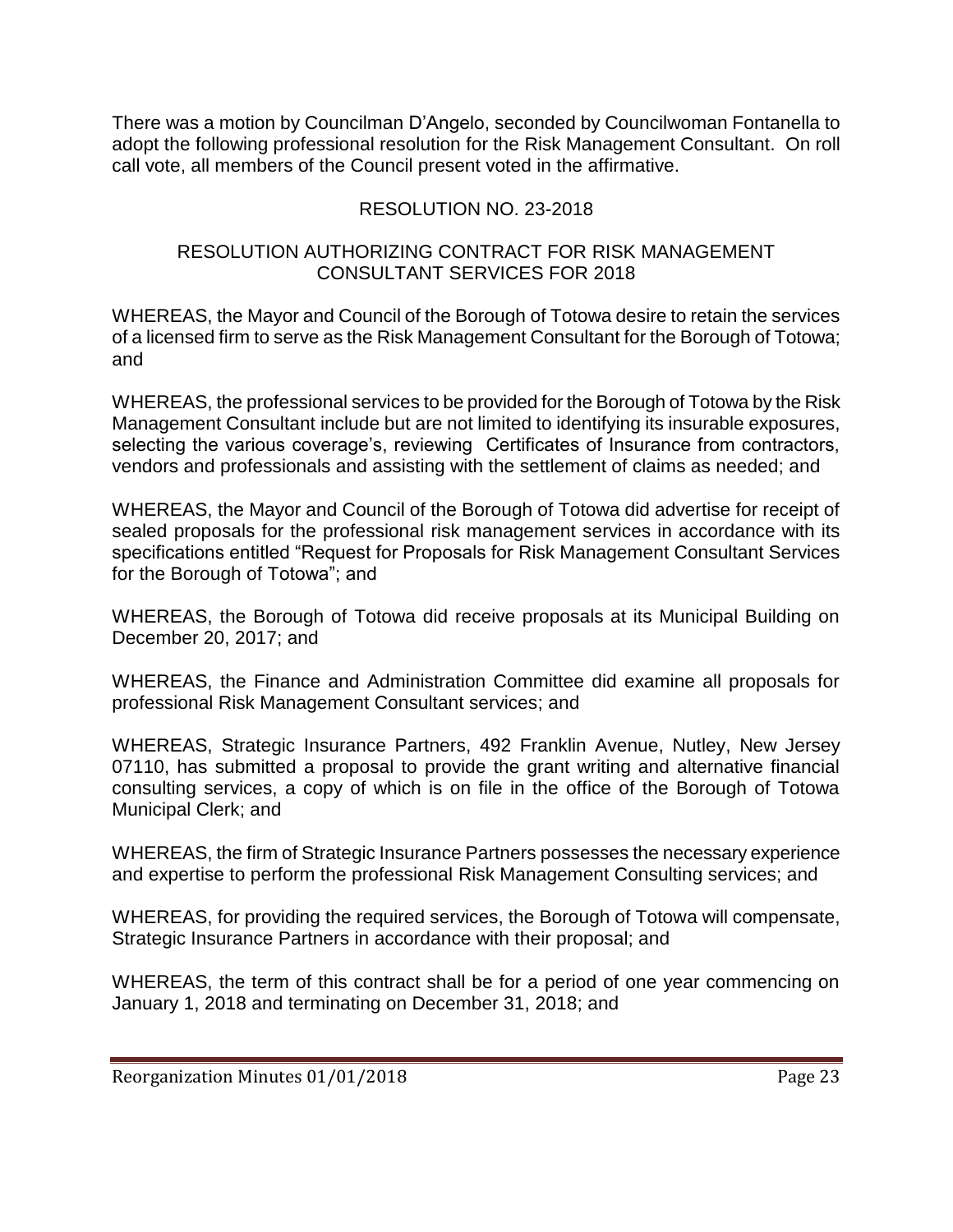There was a motion by Councilman D'Angelo, seconded by Councilwoman Fontanella to adopt the following professional resolution for the Risk Management Consultant. On roll call vote, all members of the Council present voted in the affirmative.

RESOLUTION NO. 23-2018

RESOLUTION AUTHORIZING CONTRACT FOR RISK MANAGEMENT CONSULTANT SERVICES FOR 2018

WHEREAS, the Mayor and Council of the Borough of Totowa desire to retain the services of a licensed firm to serve as the Risk Management Consultant for the Borough of Totowa; and

WHEREAS, the professional services to be provided for the Borough of Totowa by the Risk Management Consultant include but are not limited to identifying its insurable exposures, selecting the various coverage's, reviewing Certificates of Insurance from contractors, vendors and professionals and assisting with the settlement of claims as needed; and

WHEREAS, the Mayor and Council of the Borough of Totowa did advertise for receipt of sealed proposals for the professional risk management services in accordance with its specifications entitled "Request for Proposals for Risk Management Consultant Services for the Borough of Totowa"; and

WHEREAS, the Borough of Totowa did receive proposals at its Municipal Building on December 20, 2017; and

WHEREAS, the Finance and Administration Committee did examine all proposals for professional Risk Management Consultant services; and

WHEREAS, Strategic Insurance Partners, 492 Franklin Avenue, Nutley, New Jersey 07110, has submitted a proposal to provide the grant writing and alternative financial consulting services, a copy of which is on file in the office of the Borough of Totowa Municipal Clerk; and

WHEREAS, the firm of Strategic Insurance Partners possesses the necessary experience and expertise to perform the professional Risk Management Consulting services; and

WHEREAS, for providing the required services, the Borough of Totowa will compensate, Strategic Insurance Partners in accordance with their proposal; and

WHEREAS, the term of this contract shall be for a period of one year commencing on January 1, 2018 and terminating on December 31, 2018; and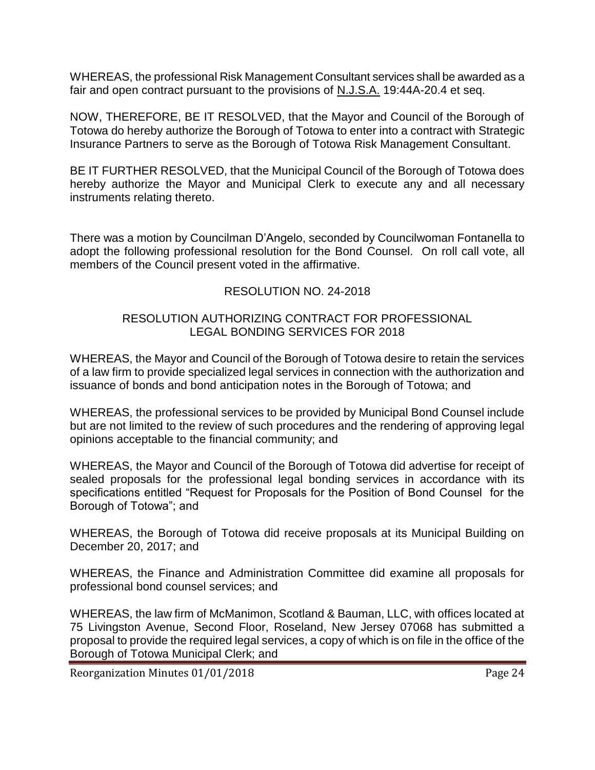WHEREAS, the professional Risk Management Consultant services shall be awarded as a fair and open contract pursuant to the provisions of N.J.S.A. 19:44A-20.4 et seq.

NOW, THEREFORE, BE IT RESOLVED, that the Mayor and Council of the Borough of Totowa do hereby authorize the Borough of Totowa to enter into a contract with Strategic Insurance Partners to serve as the Borough of Totowa Risk Management Consultant.

BE IT FURTHER RESOLVED, that the Municipal Council of the Borough of Totowa does hereby authorize the Mayor and Municipal Clerk to execute any and all necessary instruments relating thereto.

There was a motion by Councilman D'Angelo, seconded by Councilwoman Fontanella to adopt the following professional resolution for the Bond Counsel. On roll call vote, all members of the Council present voted in the affirmative.

RESOLUTION NO. 24-2018

RESOLUTION AUTHORIZING CONTRACT FOR PROFESSIONAL LEGAL BONDING SERVICES FOR 2018

WHEREAS, the Mayor and Council of the Borough of Totowa desire to retain the services of a law firm to provide specialized legal services in connection with the authorization and issuance of bonds and bond anticipation notes in the Borough of Totowa; and

WHEREAS, the professional services to be provided by Municipal Bond Counsel include but are not limited to the review of such procedures and the rendering of approving legal opinions acceptable to the financial community; and

WHEREAS, the Mayor and Council of the Borough of Totowa did advertise for receipt of sealed proposals for the professional legal bonding services in accordance with its specifications entitled "Request for Proposals for the Position of Bond Counsel for the Borough of Totowa"; and

WHEREAS, the Borough of Totowa did receive proposals at its Municipal Building on December 20, 2017; and

WHEREAS, the Finance and Administration Committee did examine all proposals for professional bond counsel services; and

WHEREAS, the law firm of McManimon, Scotland & Bauman, LLC, with offices located at 75 Livingston Avenue, Second Floor, Roseland, New Jersey 07068 has submitted a proposal to provide the required legal services, a copy of which is on file in the office of the Borough of Totowa Municipal Clerk; and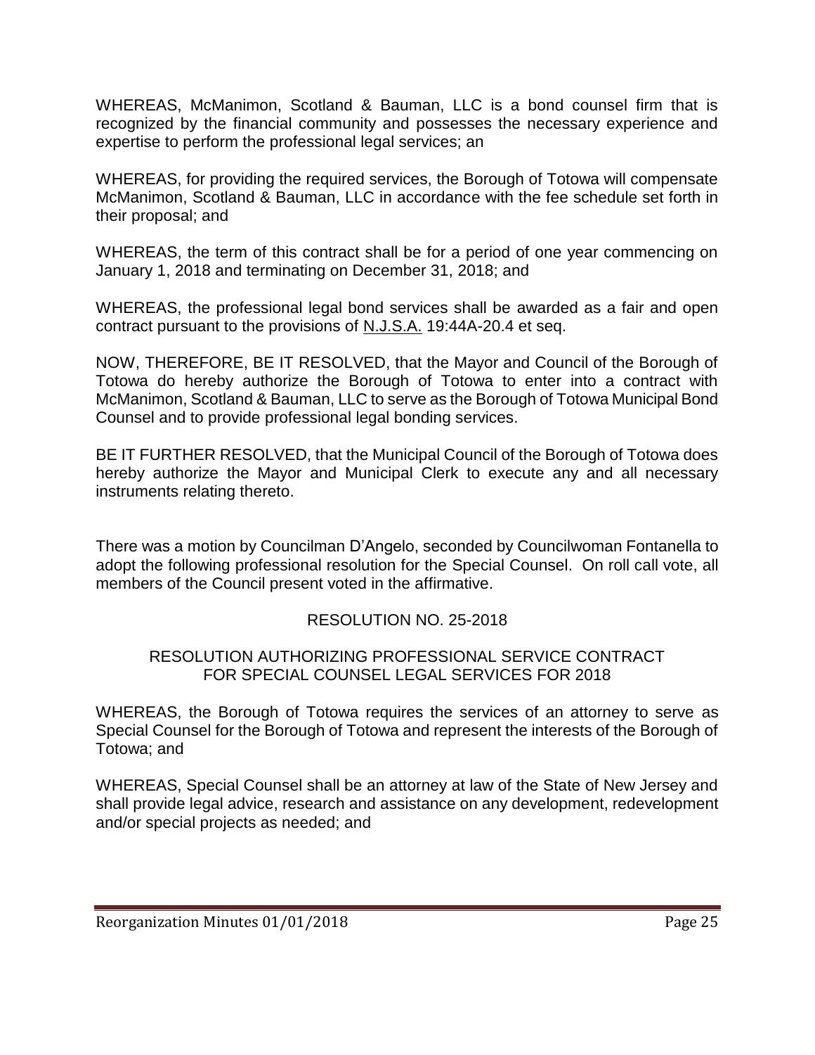WHEREAS, McManimon, Scotland & Bauman, LLC is a bond counsel firm that is recognized by the financial community and possesses the necessary experience and expertise to perform the professional legal services; an

WHEREAS, for providing the required services, the Borough of Totowa will compensate McManimon, Scotland & Bauman, LLC in accordance with the fee schedule set forth in their proposal; and

WHEREAS, the term of this contract shall be for a period of one year commencing on January 1, 2018 and terminating on December 31, 2018; and

WHEREAS, the professional legal bond services shall be awarded as a fair and open contract pursuant to the provisions of N.J.S.A. 19:44A-20.4 et seq.

NOW, THEREFORE, BE IT RESOLVED, that the Mayor and Council of the Borough of Totowa do hereby authorize the Borough of Totowa to enter into a contract with McManimon, Scotland & Bauman, LLC to serve as the Borough of Totowa Municipal Bond Counsel and to provide professional legal bonding services.

BE IT FURTHER RESOLVED, that the Municipal Council of the Borough of Totowa does hereby authorize the Mayor and Municipal Clerk to execute any and all necessary instruments relating thereto.

There was a motion by Councilman D'Angelo, seconded by Councilwoman Fontanella to adopt the following professional resolution for the Special Counsel. On roll call vote, all members of the Council present voted in the affirmative.

RESOLUTION NO. 25-2018

RESOLUTION AUTHORIZING PROFESSIONAL SERVICE CONTRACT FOR SPECIAL COUNSEL LEGAL SERVICES FOR 2018

WHEREAS, the Borough of Totowa requires the services of an attorney to serve as Special Counsel for the Borough of Totowa and represent the interests of the Borough of Totowa; and

WHEREAS, Special Counsel shall be an attorney at law of the State of New Jersey and shall provide legal advice, research and assistance on any development, redevelopment and/or special projects as needed; and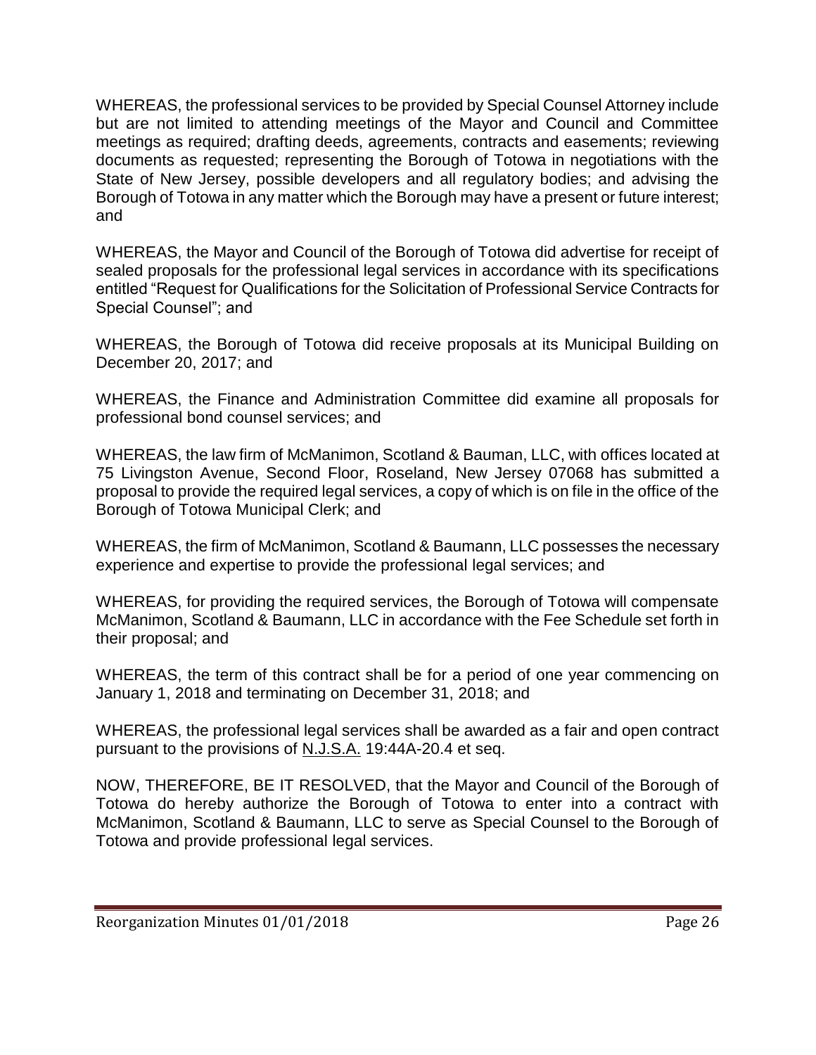WHEREAS, the professional services to be provided by Special Counsel Attorney include but are not limited to attending meetings of the Mayor and Council and Committee meetings as required; drafting deeds, agreements, contracts and easements; reviewing documents as requested; representing the Borough of Totowa in negotiations with the State of New Jersey, possible developers and all regulatory bodies; and advising the Borough of Totowa in any matter which the Borough may have a present or future interest; and

WHEREAS, the Mayor and Council of the Borough of Totowa did advertise for receipt of sealed proposals for the professional legal services in accordance with its specifications entitled "Request for Qualifications for the Solicitation of Professional Service Contracts for Special Counsel"; and

WHEREAS, the Borough of Totowa did receive proposals at its Municipal Building on December 20, 2017; and

WHEREAS, the Finance and Administration Committee did examine all proposals for professional bond counsel services; and

WHEREAS, the law firm of McManimon, Scotland & Bauman, LLC, with offices located at 75 Livingston Avenue, Second Floor, Roseland, New Jersey 07068 has submitted a proposal to provide the required legal services, a copy of which is on file in the office of the Borough of Totowa Municipal Clerk; and

WHEREAS, the firm of McManimon, Scotland & Baumann, LLC possesses the necessary experience and expertise to provide the professional legal services; and

WHEREAS, for providing the required services, the Borough of Totowa will compensate McManimon, Scotland & Baumann, LLC in accordance with the Fee Schedule set forth in their proposal; and

WHEREAS, the term of this contract shall be for a period of one year commencing on January 1, 2018 and terminating on December 31, 2018; and

WHEREAS, the professional legal services shall be awarded as a fair and open contract pursuant to the provisions of N.J.S.A. 19:44A-20.4 et seq.

NOW, THEREFORE, BE IT RESOLVED, that the Mayor and Council of the Borough of Totowa do hereby authorize the Borough of Totowa to enter into a contract with McManimon, Scotland & Baumann, LLC to serve as Special Counsel to the Borough of Totowa and provide professional legal services.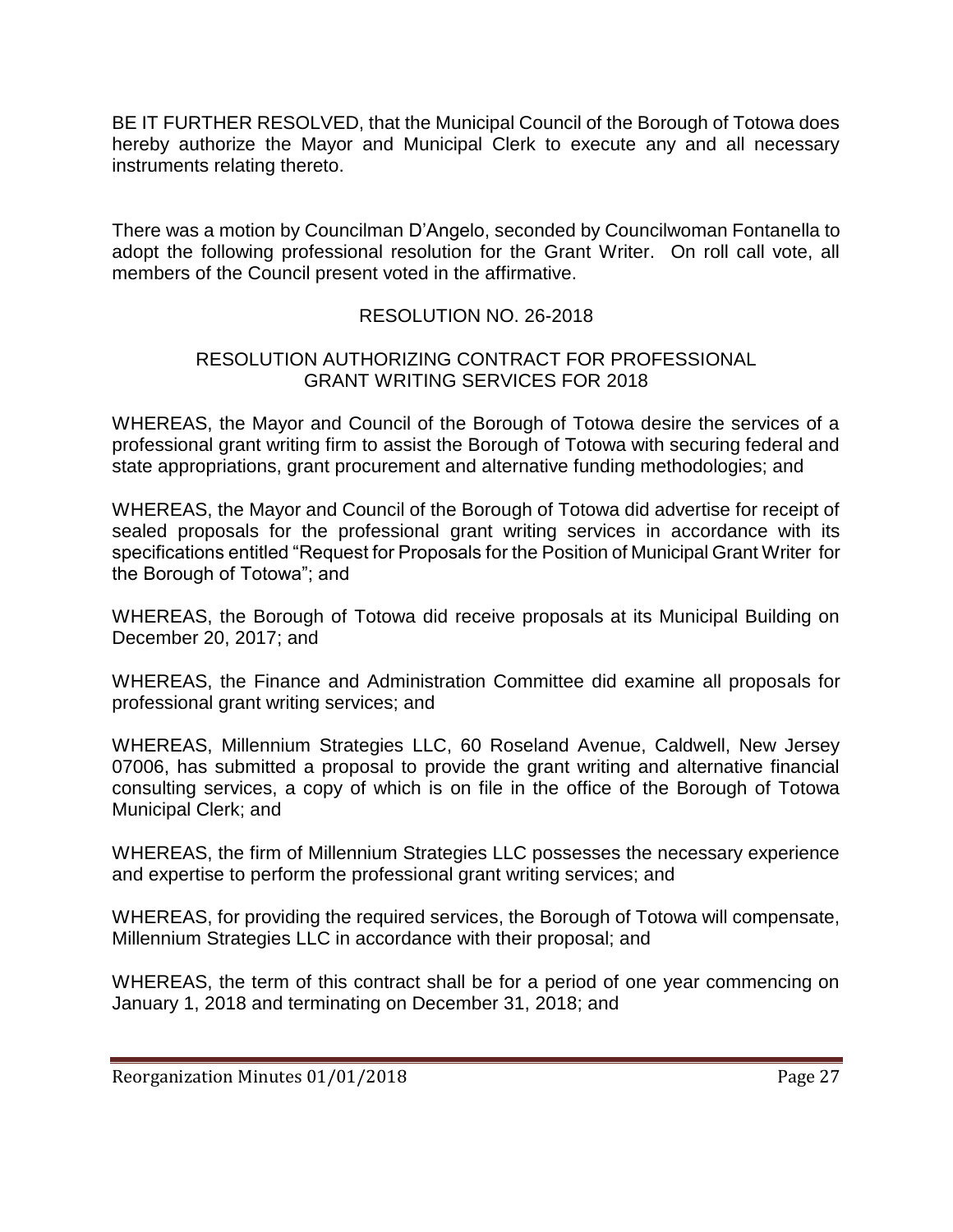BE IT FURTHER RESOLVED, that the Municipal Council of the Borough of Totowa does hereby authorize the Mayor and Municipal Clerk to execute any and all necessary instruments relating thereto.

There was a motion by Councilman D'Angelo, seconded by Councilwoman Fontanella to adopt the following professional resolution for the Grant Writer. On roll call vote, all members of the Council present voted in the affirmative.

RESOLUTION NO. 26-2018

RESOLUTION AUTHORIZING CONTRACT FOR PROFESSIONAL GRANT WRITING SERVICES FOR 2018

WHEREAS, the Mayor and Council of the Borough of Totowa desire the services of a professional grant writing firm to assist the Borough of Totowa with securing federal and state appropriations, grant procurement and alternative funding methodologies; and

WHEREAS, the Mayor and Council of the Borough of Totowa did advertise for receipt of sealed proposals for the professional grant writing services in accordance with its specifications entitled "Request for Proposals for the Position of Municipal Grant Writer for the Borough of Totowa"; and

WHEREAS, the Borough of Totowa did receive proposals at its Municipal Building on December 20, 2017; and

WHEREAS, the Finance and Administration Committee did examine all proposals for professional grant writing services; and

WHEREAS, Millennium Strategies LLC, 60 Roseland Avenue, Caldwell, New Jersey 07006, has submitted a proposal to provide the grant writing and alternative financial consulting services, a copy of which is on file in the office of the Borough of Totowa Municipal Clerk; and

WHEREAS, the firm of Millennium Strategies LLC possesses the necessary experience and expertise to perform the professional grant writing services; and

WHEREAS, for providing the required services, the Borough of Totowa will compensate, Millennium Strategies LLC in accordance with their proposal; and

WHEREAS, the term of this contract shall be for a period of one year commencing on January 1, 2018 and terminating on December 31, 2018; and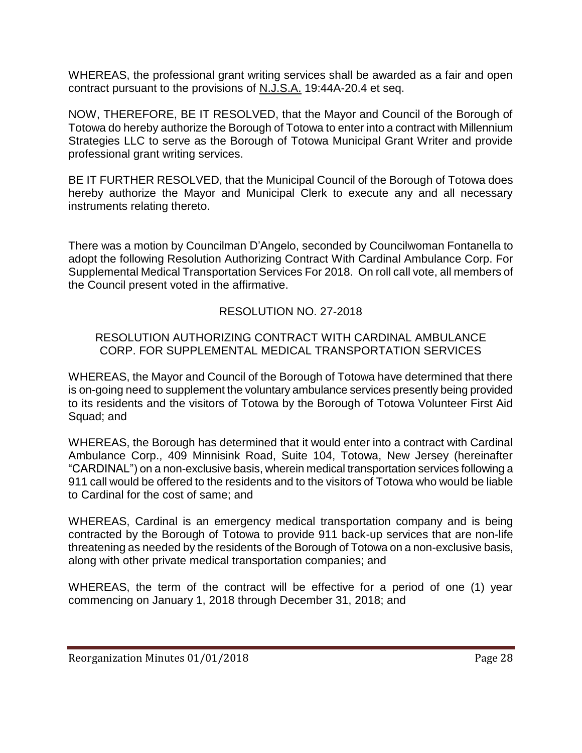WHEREAS, the professional grant writing services shall be awarded as a fair and open contract pursuant to the provisions of N.J.S.A. 19:44A-20.4 et seq.

NOW, THEREFORE, BE IT RESOLVED, that the Mayor and Council of the Borough of Totowa do hereby authorize the Borough of Totowa to enter into a contract with Millennium Strategies LLC to serve as the Borough of Totowa Municipal Grant Writer and provide professional grant writing services.

BE IT FURTHER RESOLVED, that the Municipal Council of the Borough of Totowa does hereby authorize the Mayor and Municipal Clerk to execute any and all necessary instruments relating thereto.

There was a motion by Councilman D'Angelo, seconded by Councilwoman Fontanella to adopt the following Resolution Authorizing Contract With Cardinal Ambulance Corp. For Supplemental Medical Transportation Services For 2018. On roll call vote, all members of the Council present voted in the affirmative.

RESOLUTION NO. 27-2018

RESOLUTION AUTHORIZING CONTRACT WITH CARDINAL AMBULANCE CORP. FOR SUPPLEMENTAL MEDICAL TRANSPORTATION SERVICES

WHEREAS, the Mayor and Council of the Borough of Totowa have determined that there is on-going need to supplement the voluntary ambulance services presently being provided to its residents and the visitors of Totowa by the Borough of Totowa Volunteer First Aid Squad; and

WHEREAS, the Borough has determined that it would enter into a contract with Cardinal Ambulance Corp., 409 Minnisink Road, Suite 104, Totowa, New Jersey (hereinafter "CARDINAL") on a non-exclusive basis, wherein medical transportation services following a 911 call would be offered to the residents and to the visitors of Totowa who would be liable to Cardinal for the cost of same; and

WHEREAS, Cardinal is an emergency medical transportation company and is being contracted by the Borough of Totowa to provide 911 back-up services that are non-life threatening as needed by the residents of the Borough of Totowa on a non-exclusive basis, along with other private medical transportation companies; and

WHEREAS, the term of the contract will be effective for a period of one (1) year commencing on January 1, 2018 through December 31, 2018; and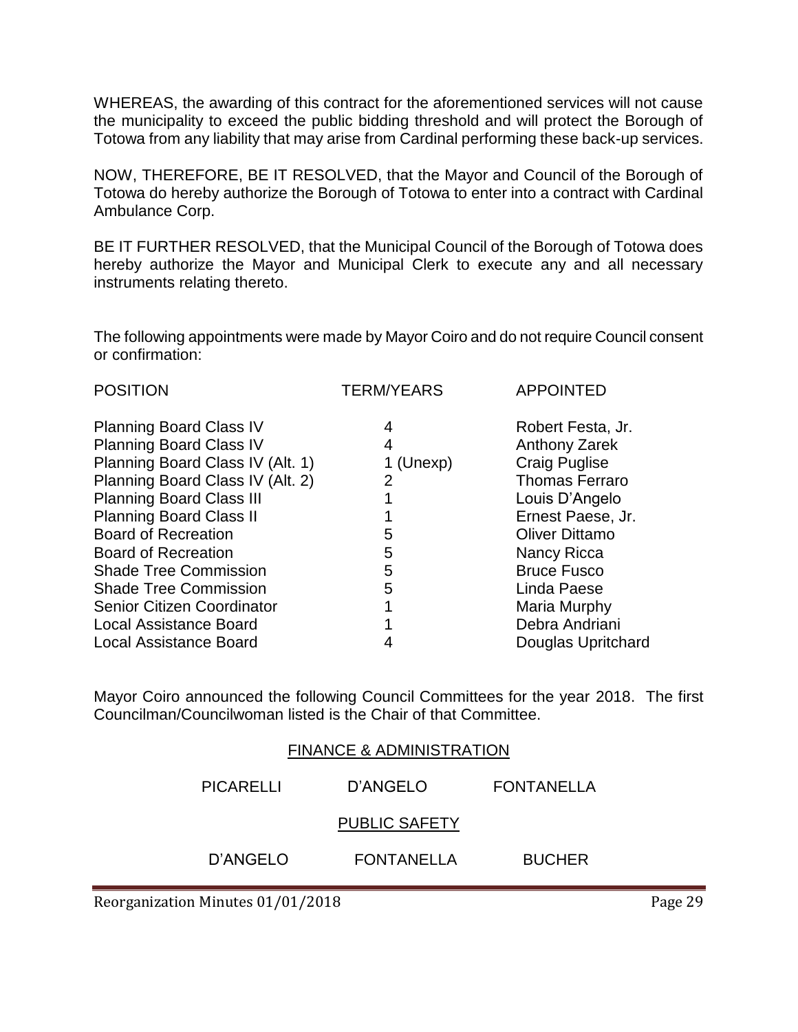WHEREAS, the awarding of this contract for the aforementioned services will not cause the municipality to exceed the public bidding threshold and will protect the Borough of Totowa from any liability that may arise from Cardinal performing these back-up services.

NOW, THEREFORE, BE IT RESOLVED, that the Mayor and Council of the Borough of Totowa do hereby authorize the Borough of Totowa to enter into a contract with Cardinal Ambulance Corp.

BE IT FURTHER RESOLVED, that the Municipal Council of the Borough of Totowa does hereby authorize the Mayor and Municipal Clerk to execute any and all necessary instruments relating thereto.

The following appointments were made by Mayor Coiro and do not require Council consent or confirmation:

| POSITION | TERM/YEARS | APPOINTED |
|---|---|---|
| Planning Board Class IV | 4 | Robert Festa, Jr. |
| Planning Board Class IV | 4 | Anthony Zarek |
| Planning Board Class IV (Alt. 1) | 1 (Unexp) | Craig Puglise |
| Planning Board Class IV (Alt. 2) | 2 | Thomas Ferraro |
| Planning Board Class III | 1 | Louis D'Angelo |
| Planning Board Class II | 1 | Ernest Paese, Jr. |
| Board of Recreation | 5 | Oliver Dittamo |
| Board of Recreation | 5 | Nancy Ricca |
| Shade Tree Commission | 5 | Bruce Fusco |
| Shade Tree Commission | 5 | Linda Paese |
| Senior Citizen Coordinator | 1 | Maria Murphy |
| Local Assistance Board | 1 | Debra Andriani |
| Local Assistance Board | 4 | Douglas Upritchard |

Mayor Coiro announced the following Council Committees for the year 2018. The first Councilman/Councilwoman listed is the Chair of that Committee.

FINANCE & ADMINISTRATION

PICARELLI D'ANGELO FONTANELLA

PUBLIC SAFETY

D'ANGELO FONTANELLA BUCHER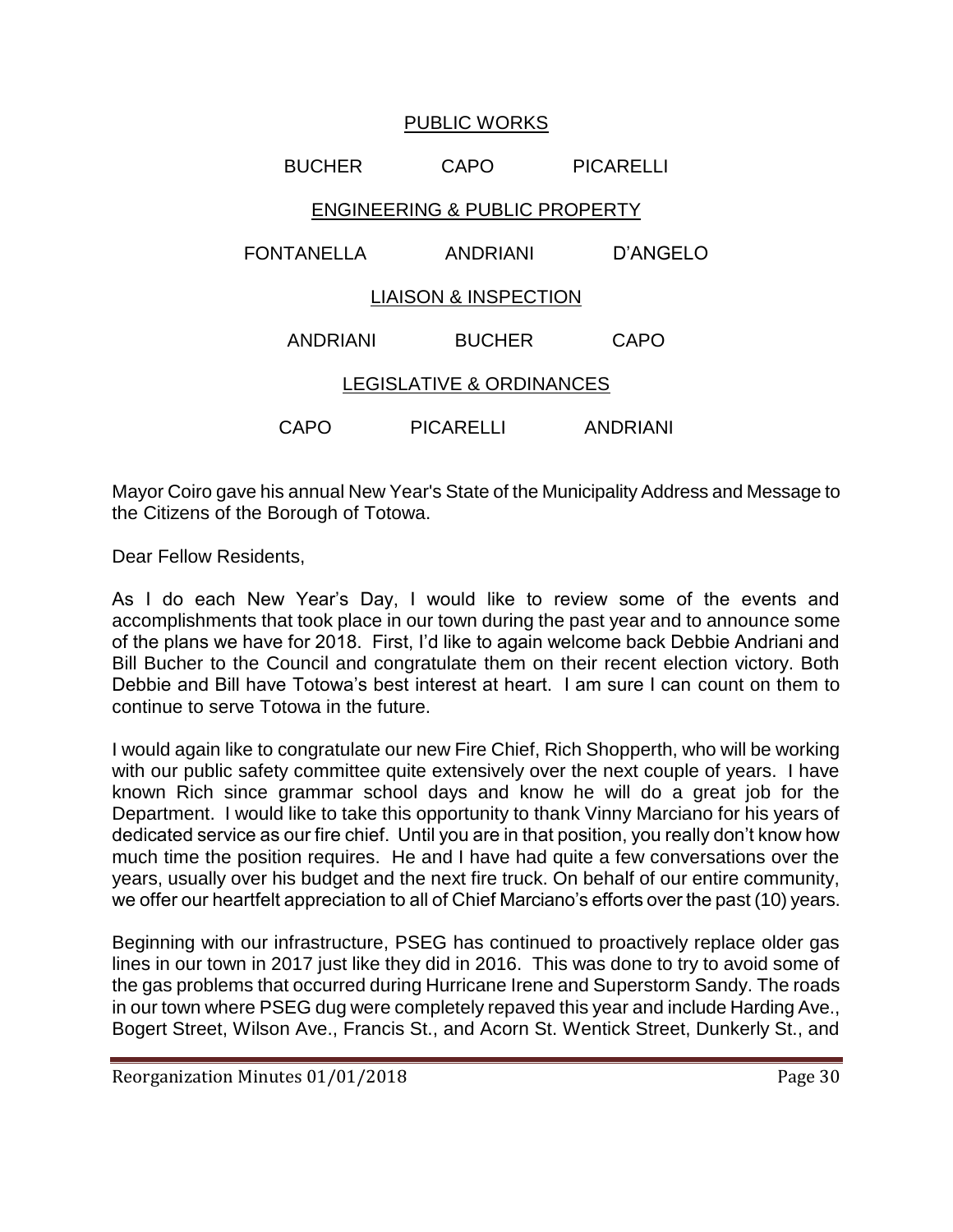PUBLIC WORKS

BUCHER CAPO PICARELLI

ENGINEERING & PUBLIC PROPERTY

FONTANELLA ANDRIANI D'ANGELO

LIAISON & INSPECTION

ANDRIANI BUCHER CAPO

LEGISLATIVE & ORDINANCES

CAPO PICARELLI ANDRIANI

Mayor Coiro gave his annual New Year's State of the Municipality Address and Message to the Citizens of the Borough of Totowa.

Dear Fellow Residents,

As I do each New Year's Day, I would like to review some of the events and accomplishments that took place in our town during the past year and to announce some of the plans we have for 2018. First, I'd like to again welcome back Debbie Andriani and Bill Bucher to the Council and congratulate them on their recent election victory. Both Debbie and Bill have Totowa's best interest at heart. I am sure I can count on them to continue to serve Totowa in the future.

I would again like to congratulate our new Fire Chief, Rich Shopperth, who will be working with our public safety committee quite extensively over the next couple of years. I have known Rich since grammar school days and know he will do a great job for the Department. I would like to take this opportunity to thank Vinny Marciano for his years of dedicated service as our fire chief. Until you are in that position, you really don't know how much time the position requires. He and I have had quite a few conversations over the years, usually over his budget and the next fire truck. On behalf of our entire community, we offer our heartfelt appreciation to all of Chief Marciano's efforts over the past (10) years.

Beginning with our infrastructure, PSEG has continued to proactively replace older gas lines in our town in 2017 just like they did in 2016. This was done to try to avoid some of the gas problems that occurred during Hurricane Irene and Superstorm Sandy. The roads in our town where PSEG dug were completely repaved this year and include Harding Ave., Bogert Street, Wilson Ave., Francis St., and Acorn St. Wentick Street, Dunkerly St., and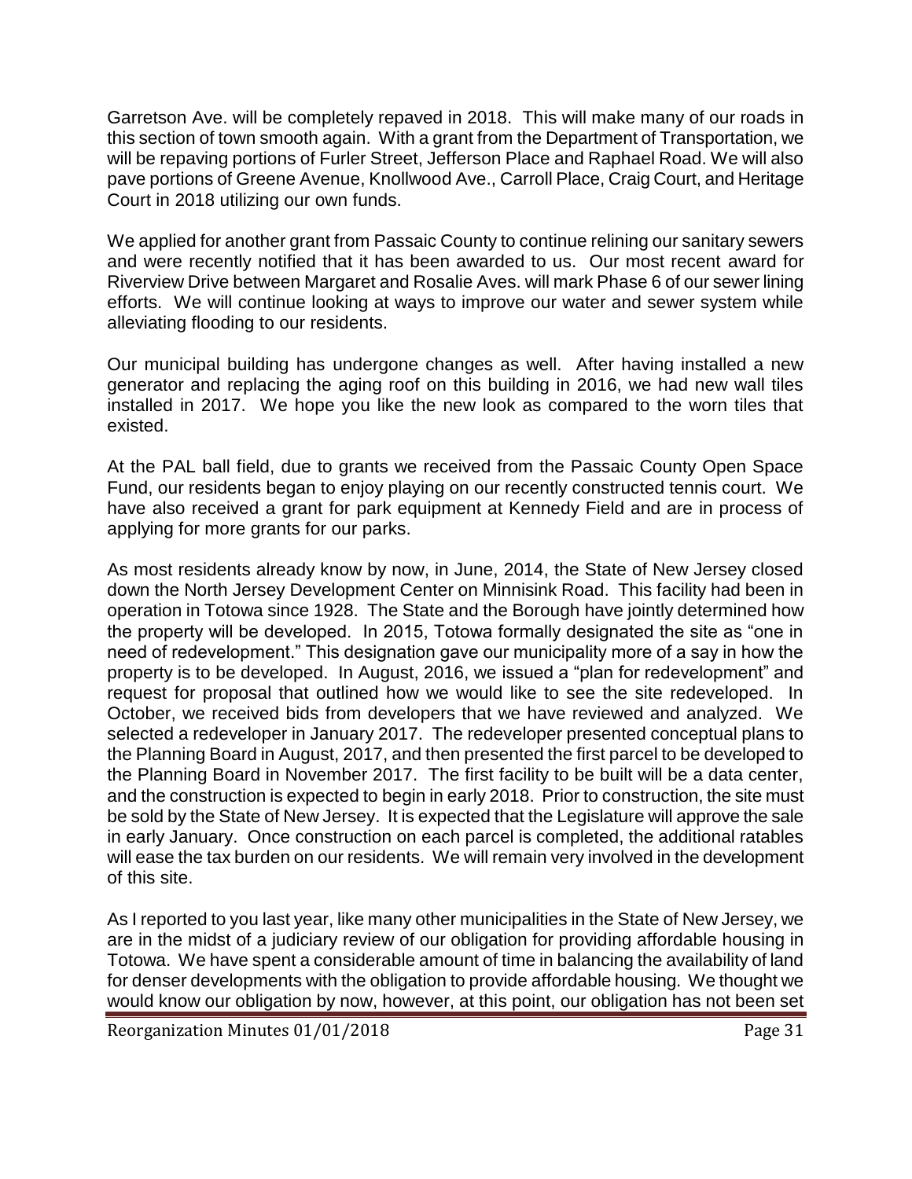Garretson Ave. will be completely repaved in 2018. This will make many of our roads in this section of town smooth again. With a grant from the Department of Transportation, we will be repaving portions of Furler Street, Jefferson Place and Raphael Road. We will also pave portions of Greene Avenue, Knollwood Ave., Carroll Place, Craig Court, and Heritage Court in 2018 utilizing our own funds.

We applied for another grant from Passaic County to continue relining our sanitary sewers and were recently notified that it has been awarded to us. Our most recent award for Riverview Drive between Margaret and Rosalie Aves. will mark Phase 6 of our sewer lining efforts. We will continue looking at ways to improve our water and sewer system while alleviating flooding to our residents.

Our municipal building has undergone changes as well. After having installed a new generator and replacing the aging roof on this building in 2016, we had new wall tiles installed in 2017. We hope you like the new look as compared to the worn tiles that existed.

At the PAL ball field, due to grants we received from the Passaic County Open Space Fund, our residents began to enjoy playing on our recently constructed tennis court. We have also received a grant for park equipment at Kennedy Field and are in process of applying for more grants for our parks.

As most residents already know by now, in June, 2014, the State of New Jersey closed down the North Jersey Development Center on Minnisink Road. This facility had been in operation in Totowa since 1928. The State and the Borough have jointly determined how the property will be developed. In 2015, Totowa formally designated the site as "one in need of redevelopment." This designation gave our municipality more of a say in how the property is to be developed. In August, 2016, we issued a "plan for redevelopment" and request for proposal that outlined how we would like to see the site redeveloped. In October, we received bids from developers that we have reviewed and analyzed. We selected a redeveloper in January 2017. The redeveloper presented conceptual plans to the Planning Board in August, 2017, and then presented the first parcel to be developed to the Planning Board in November 2017. The first facility to be built will be a data center, and the construction is expected to begin in early 2018. Prior to construction, the site must be sold by the State of New Jersey. It is expected that the Legislature will approve the sale in early January. Once construction on each parcel is completed, the additional ratables will ease the tax burden on our residents. We will remain very involved in the development of this site.

As I reported to you last year, like many other municipalities in the State of New Jersey, we are in the midst of a judiciary review of our obligation for providing affordable housing in Totowa. We have spent a considerable amount of time in balancing the availability of land for denser developments with the obligation to provide affordable housing. We thought we would know our obligation by now, however, at this point, our obligation has not been set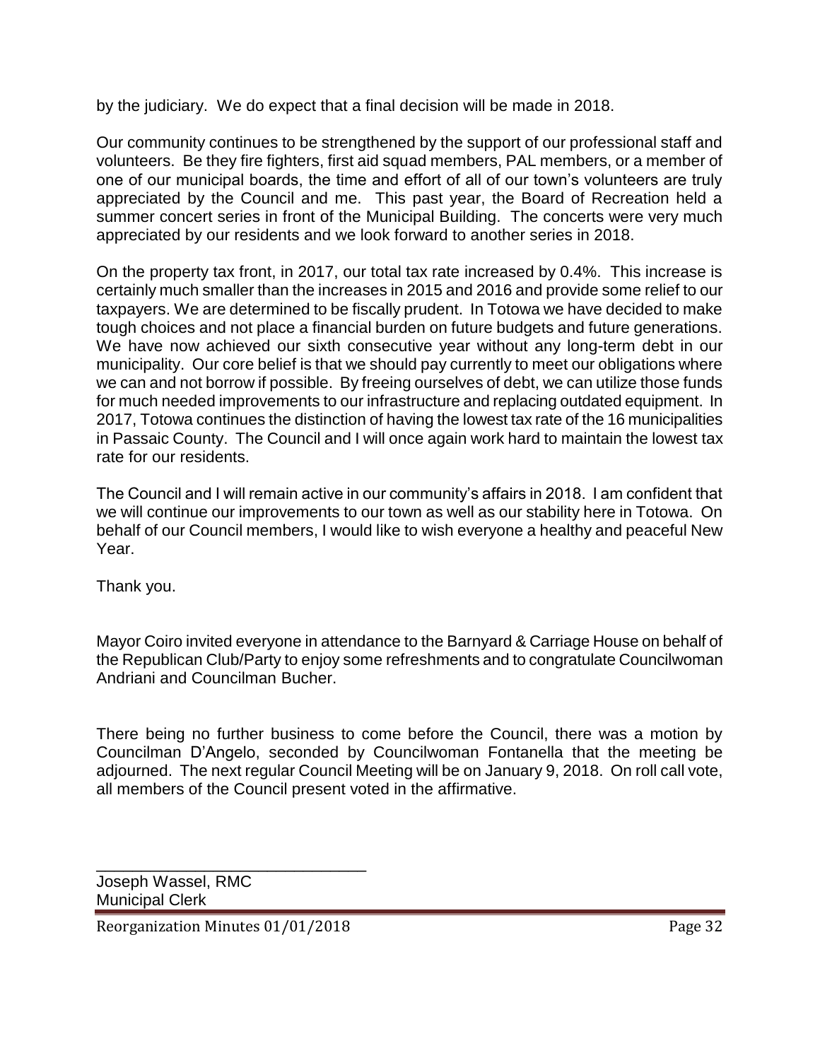by the judiciary. We do expect that a final decision will be made in 2018.

Our community continues to be strengthened by the support of our professional staff and volunteers. Be they fire fighters, first aid squad members, PAL members, or a member of one of our municipal boards, the time and effort of all of our town's volunteers are truly appreciated by the Council and me. This past year, the Board of Recreation held a summer concert series in front of the Municipal Building. The concerts were very much appreciated by our residents and we look forward to another series in 2018.

On the property tax front, in 2017, our total tax rate increased by 0.4%. This increase is certainly much smaller than the increases in 2015 and 2016 and provide some relief to our taxpayers. We are determined to be fiscally prudent. In Totowa we have decided to make tough choices and not place a financial burden on future budgets and future generations. We have now achieved our sixth consecutive year without any long-term debt in our municipality. Our core belief is that we should pay currently to meet our obligations where we can and not borrow if possible. By freeing ourselves of debt, we can utilize those funds for much needed improvements to our infrastructure and replacing outdated equipment. In 2017, Totowa continues the distinction of having the lowest tax rate of the 16 municipalities in Passaic County. The Council and I will once again work hard to maintain the lowest tax rate for our residents.

The Council and I will remain active in our community's affairs in 2018. I am confident that we will continue our improvements to our town as well as our stability here in Totowa. On behalf of our Council members, I would like to wish everyone a healthy and peaceful New Year.

Thank you.

Mayor Coiro invited everyone in attendance to the Barnyard & Carriage House on behalf of the Republican Club/Party to enjoy some refreshments and to congratulate Councilwoman Andriani and Councilman Bucher.

There being no further business to come before the Council, there was a motion by Councilman D'Angelo, seconded by Councilwoman Fontanella that the meeting be adjourned. The next regular Council Meeting will be on January 9, 2018. On roll call vote, all members of the Council present voted in the affirmative.

\_\_\_\_\_\_\_\_\_\_\_\_\_\_\_\_\_\_\_\_\_\_\_\_\_\_\_\_\_\_\_\_

Joseph Wassel, RMC  
Municipal Clerk